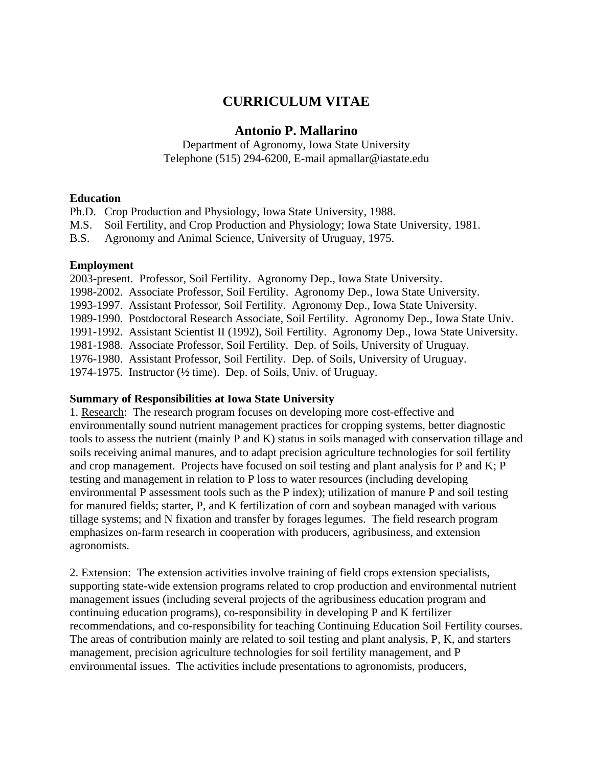# CURRICULUM VITAE

## Antonio P. Mallarino

Department of Agronomy, Iowa State University
Telephone (515) 294-6200, E-mail apmallar@iastate.edu

**Education**

Ph.D. Crop Production and Physiology, Iowa State University, 1988.
M.S. Soil Fertility, and Crop Production and Physiology; Iowa State University, 1981.
B.S. Agronomy and Animal Science, University of Uruguay, 1975.

**Employment**

2003-present. Professor, Soil Fertility. Agronomy Dep., Iowa State University.
1998-2002. Associate Professor, Soil Fertility. Agronomy Dep., Iowa State University.
1993-1997. Assistant Professor, Soil Fertility. Agronomy Dep., Iowa State University.
1989-1990. Postdoctoral Research Associate, Soil Fertility. Agronomy Dep., Iowa State Univ.
1991-1992. Assistant Scientist II (1992), Soil Fertility. Agronomy Dep., Iowa State University.
1981-1988. Associate Professor, Soil Fertility. Dep. of Soils, University of Uruguay.
1976-1980. Assistant Professor, Soil Fertility. Dep. of Soils, University of Uruguay.
1974-1975. Instructor (½ time). Dep. of Soils, Univ. of Uruguay.

**Summary of Responsibilities at Iowa State University**

1. Research: The research program focuses on developing more cost-effective and environmentally sound nutrient management practices for cropping systems, better diagnostic tools to assess the nutrient (mainly P and K) status in soils managed with conservation tillage and soils receiving animal manures, and to adapt precision agriculture technologies for soil fertility and crop management. Projects have focused on soil testing and plant analysis for P and K; P testing and management in relation to P loss to water resources (including developing environmental P assessment tools such as the P index); utilization of manure P and soil testing for manured fields; starter, P, and K fertilization of corn and soybean managed with various tillage systems; and N fixation and transfer by forages legumes. The field research program emphasizes on-farm research in cooperation with producers, agribusiness, and extension agronomists.

2. Extension: The extension activities involve training of field crops extension specialists, supporting state-wide extension programs related to crop production and environmental nutrient management issues (including several projects of the agribusiness education program and continuing education programs), co-responsibility in developing P and K fertilizer recommendations, and co-responsibility for teaching Continuing Education Soil Fertility courses. The areas of contribution mainly are related to soil testing and plant analysis, P, K, and starters management, precision agriculture technologies for soil fertility management, and P environmental issues. The activities include presentations to agronomists, producers,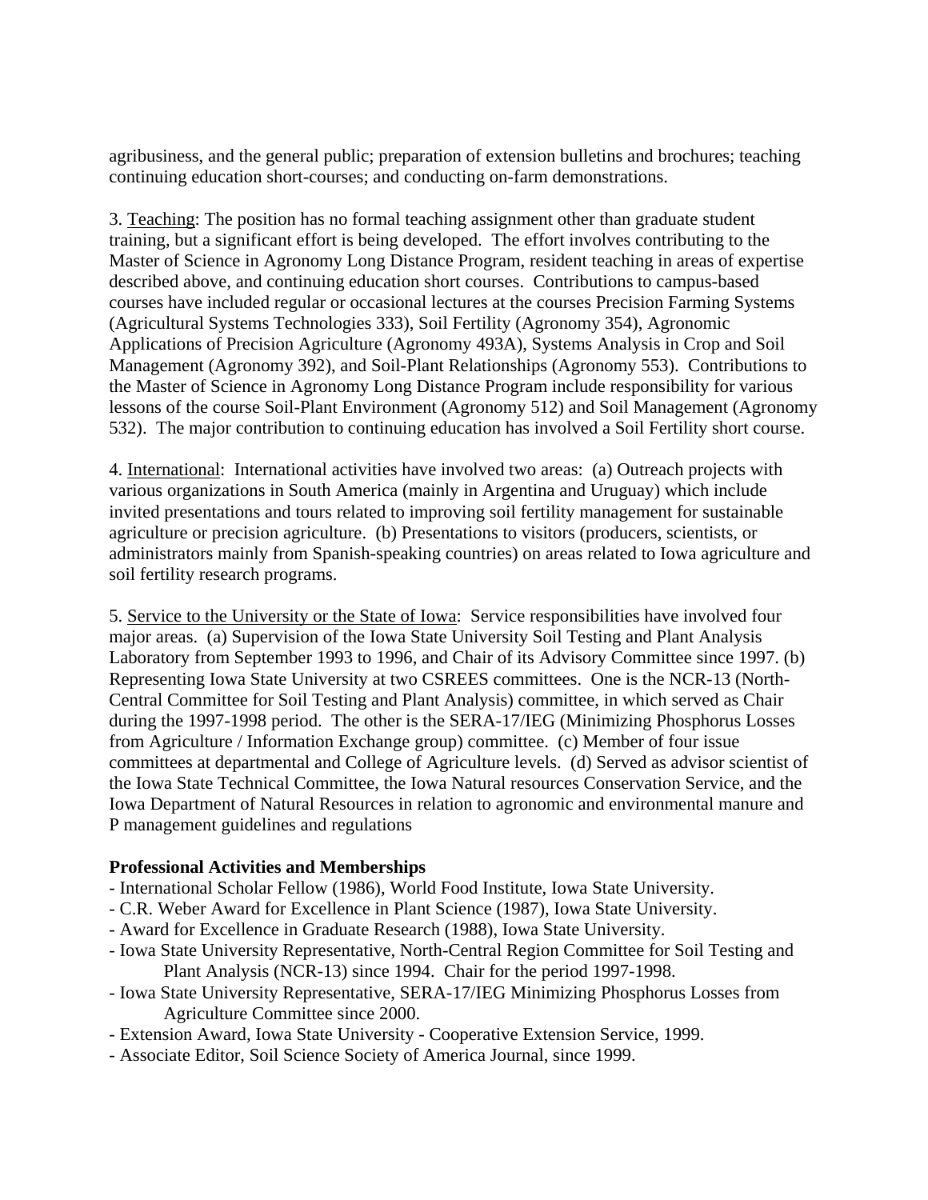agribusiness, and the general public; preparation of extension bulletins and brochures; teaching continuing education short-courses; and conducting on-farm demonstrations.

3. <u>Teaching</u>: The position has no formal teaching assignment other than graduate student training, but a significant effort is being developed. The effort involves contributing to the Master of Science in Agronomy Long Distance Program, resident teaching in areas of expertise described above, and continuing education short courses. Contributions to campus-based courses have included regular or occasional lectures at the courses Precision Farming Systems (Agricultural Systems Technologies 333), Soil Fertility (Agronomy 354), Agronomic Applications of Precision Agriculture (Agronomy 493A), Systems Analysis in Crop and Soil Management (Agronomy 392), and Soil-Plant Relationships (Agronomy 553). Contributions to the Master of Science in Agronomy Long Distance Program include responsibility for various lessons of the course Soil-Plant Environment (Agronomy 512) and Soil Management (Agronomy 532). The major contribution to continuing education has involved a Soil Fertility short course.

4. <u>International</u>: International activities have involved two areas: (a) Outreach projects with various organizations in South America (mainly in Argentina and Uruguay) which include invited presentations and tours related to improving soil fertility management for sustainable agriculture or precision agriculture. (b) Presentations to visitors (producers, scientists, or administrators mainly from Spanish-speaking countries) on areas related to Iowa agriculture and soil fertility research programs.

5. <u>Service to the University or the State of Iowa</u>: Service responsibilities have involved four major areas. (a) Supervision of the Iowa State University Soil Testing and Plant Analysis Laboratory from September 1993 to 1996, and Chair of its Advisory Committee since 1997. (b) Representing Iowa State University at two CSREES committees. One is the NCR-13 (North-Central Committee for Soil Testing and Plant Analysis) committee, in which served as Chair during the 1997-1998 period. The other is the SERA-17/IEG (Minimizing Phosphorus Losses from Agriculture / Information Exchange group) committee. (c) Member of four issue committees at departmental and College of Agriculture levels. (d) Served as advisor scientist of the Iowa State Technical Committee, the Iowa Natural resources Conservation Service, and the Iowa Department of Natural Resources in relation to agronomic and environmental manure and P management guidelines and regulations

**Professional Activities and Memberships**

- International Scholar Fellow (1986), World Food Institute, Iowa State University.
- C.R. Weber Award for Excellence in Plant Science (1987), Iowa State University.
- Award for Excellence in Graduate Research (1988), Iowa State University.
- Iowa State University Representative, North-Central Region Committee for Soil Testing and Plant Analysis (NCR-13) since 1994. Chair for the period 1997-1998.
- Iowa State University Representative, SERA-17/IEG Minimizing Phosphorus Losses from Agriculture Committee since 2000.
- Extension Award, Iowa State University - Cooperative Extension Service, 1999.
- Associate Editor, Soil Science Society of America Journal, since 1999.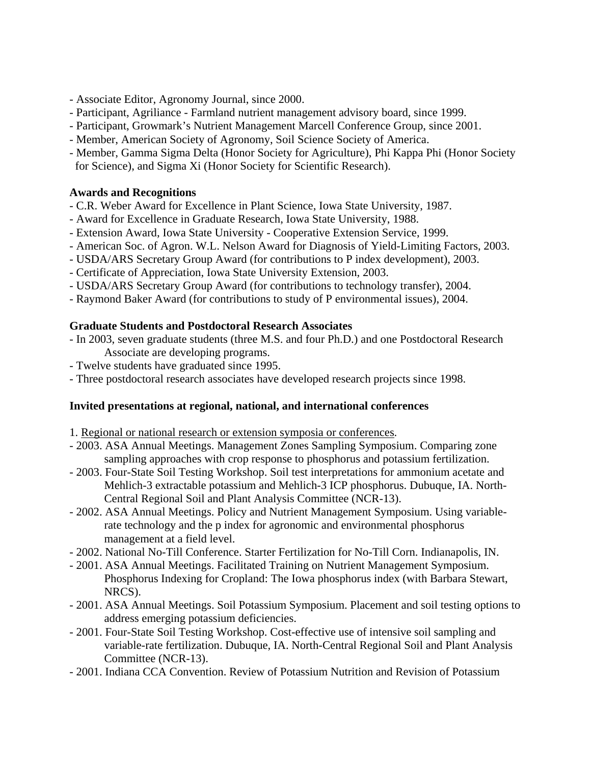- Associate Editor, Agronomy Journal, since 2000.
- Participant, Agriliance - Farmland nutrient management advisory board, since 1999.
- Participant, Growmark's Nutrient Management Marcell Conference Group, since 2001.
- Member, American Society of Agronomy, Soil Science Society of America.
- Member, Gamma Sigma Delta (Honor Society for Agriculture), Phi Kappa Phi (Honor Society for Science), and Sigma Xi (Honor Society for Scientific Research).

**Awards and Recognitions**

- C.R. Weber Award for Excellence in Plant Science, Iowa State University, 1987.
- Award for Excellence in Graduate Research, Iowa State University, 1988.
- Extension Award, Iowa State University - Cooperative Extension Service, 1999.
- American Soc. of Agron. W.L. Nelson Award for Diagnosis of Yield-Limiting Factors, 2003.
- USDA/ARS Secretary Group Award (for contributions to P index development), 2003.
- Certificate of Appreciation, Iowa State University Extension, 2003.
- USDA/ARS Secretary Group Award (for contributions to technology transfer), 2004.
- Raymond Baker Award (for contributions to study of P environmental issues), 2004.

**Graduate Students and Postdoctoral Research Associates**

- In 2003, seven graduate students (three M.S. and four Ph.D.) and one Postdoctoral Research Associate are developing programs.
- Twelve students have graduated since 1995.
- Three postdoctoral research associates have developed research projects since 1998.

**Invited presentations at regional, national, and international conferences**

1. Regional or national research or extension symposia or conferences.

- 2003. ASA Annual Meetings. Management Zones Sampling Symposium. Comparing zone sampling approaches with crop response to phosphorus and potassium fertilization.
- 2003. Four-State Soil Testing Workshop. Soil test interpretations for ammonium acetate and Mehlich-3 extractable potassium and Mehlich-3 ICP phosphorus. Dubuque, IA. North-Central Regional Soil and Plant Analysis Committee (NCR-13).
- 2002. ASA Annual Meetings. Policy and Nutrient Management Symposium. Using variable-rate technology and the p index for agronomic and environmental phosphorus management at a field level.
- 2002. National No-Till Conference. Starter Fertilization for No-Till Corn. Indianapolis, IN.
- 2001. ASA Annual Meetings. Facilitated Training on Nutrient Management Symposium. Phosphorus Indexing for Cropland: The Iowa phosphorus index (with Barbara Stewart, NRCS).
- 2001. ASA Annual Meetings. Soil Potassium Symposium. Placement and soil testing options to address emerging potassium deficiencies.
- 2001. Four-State Soil Testing Workshop. Cost-effective use of intensive soil sampling and variable-rate fertilization. Dubuque, IA. North-Central Regional Soil and Plant Analysis Committee (NCR-13).
- 2001. Indiana CCA Convention. Review of Potassium Nutrition and Revision of Potassium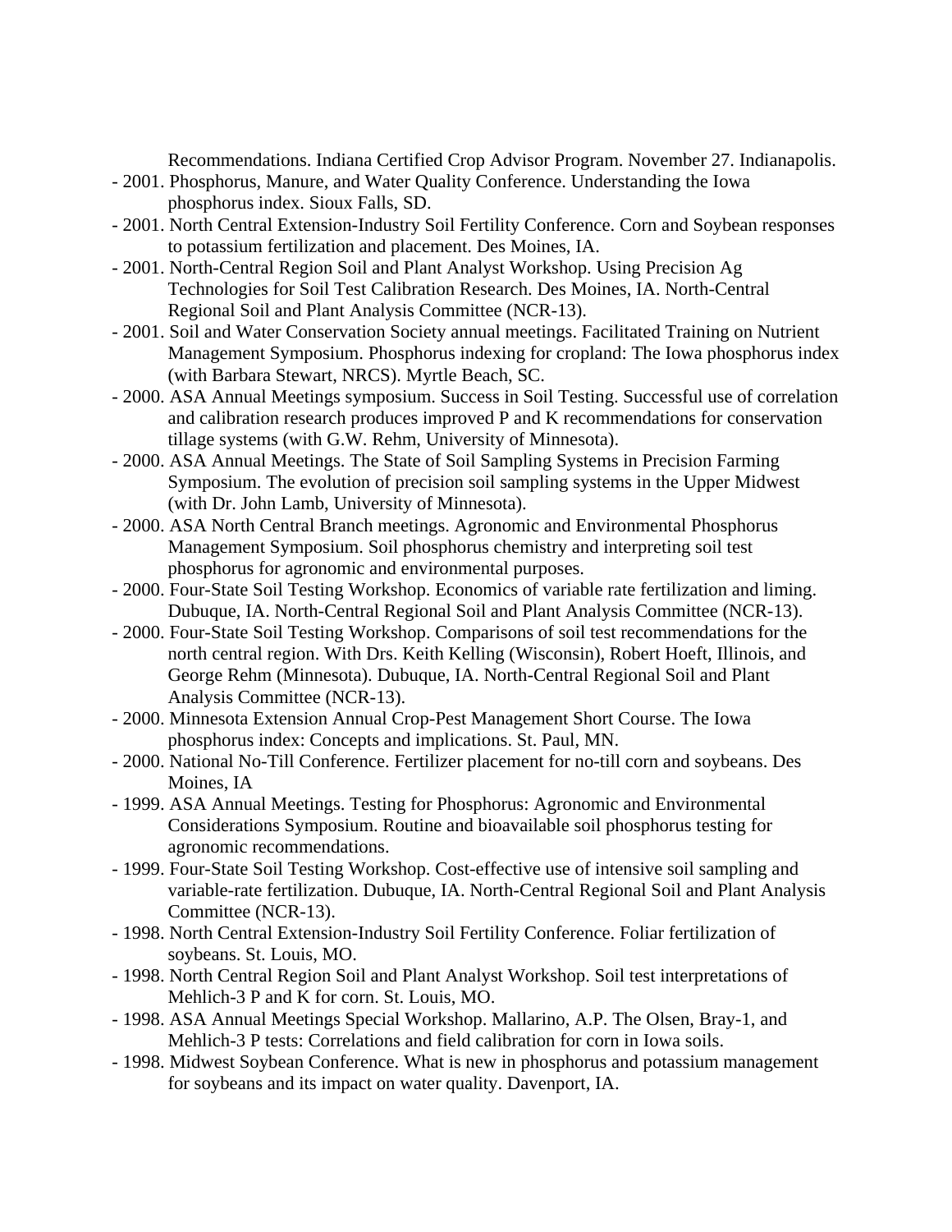Recommendations. Indiana Certified Crop Advisor Program. November 27. Indianapolis.

- 2001. Phosphorus, Manure, and Water Quality Conference. Understanding the Iowa phosphorus index. Sioux Falls, SD.
- 2001. North Central Extension-Industry Soil Fertility Conference. Corn and Soybean responses to potassium fertilization and placement. Des Moines, IA.
- 2001. North-Central Region Soil and Plant Analyst Workshop. Using Precision Ag Technologies for Soil Test Calibration Research. Des Moines, IA. North-Central Regional Soil and Plant Analysis Committee (NCR-13).
- 2001. Soil and Water Conservation Society annual meetings. Facilitated Training on Nutrient Management Symposium. Phosphorus indexing for cropland: The Iowa phosphorus index (with Barbara Stewart, NRCS). Myrtle Beach, SC.
- 2000. ASA Annual Meetings symposium. Success in Soil Testing. Successful use of correlation and calibration research produces improved P and K recommendations for conservation tillage systems (with G.W. Rehm, University of Minnesota).
- 2000. ASA Annual Meetings. The State of Soil Sampling Systems in Precision Farming Symposium. The evolution of precision soil sampling systems in the Upper Midwest (with Dr. John Lamb, University of Minnesota).
- 2000. ASA North Central Branch meetings. Agronomic and Environmental Phosphorus Management Symposium. Soil phosphorus chemistry and interpreting soil test phosphorus for agronomic and environmental purposes.
- 2000. Four-State Soil Testing Workshop. Economics of variable rate fertilization and liming. Dubuque, IA. North-Central Regional Soil and Plant Analysis Committee (NCR-13).
- 2000. Four-State Soil Testing Workshop. Comparisons of soil test recommendations for the north central region. With Drs. Keith Kelling (Wisconsin), Robert Hoeft, Illinois, and George Rehm (Minnesota). Dubuque, IA. North-Central Regional Soil and Plant Analysis Committee (NCR-13).
- 2000. Minnesota Extension Annual Crop-Pest Management Short Course. The Iowa phosphorus index: Concepts and implications. St. Paul, MN.
- 2000. National No-Till Conference. Fertilizer placement for no-till corn and soybeans. Des Moines, IA
- 1999. ASA Annual Meetings. Testing for Phosphorus: Agronomic and Environmental Considerations Symposium. Routine and bioavailable soil phosphorus testing for agronomic recommendations.
- 1999. Four-State Soil Testing Workshop. Cost-effective use of intensive soil sampling and variable-rate fertilization. Dubuque, IA. North-Central Regional Soil and Plant Analysis Committee (NCR-13).
- 1998. North Central Extension-Industry Soil Fertility Conference. Foliar fertilization of soybeans. St. Louis, MO.
- 1998. North Central Region Soil and Plant Analyst Workshop. Soil test interpretations of Mehlich-3 P and K for corn. St. Louis, MO.
- 1998. ASA Annual Meetings Special Workshop. Mallarino, A.P. The Olsen, Bray-1, and Mehlich-3 P tests: Correlations and field calibration for corn in Iowa soils.
- 1998. Midwest Soybean Conference. What is new in phosphorus and potassium management for soybeans and its impact on water quality. Davenport, IA.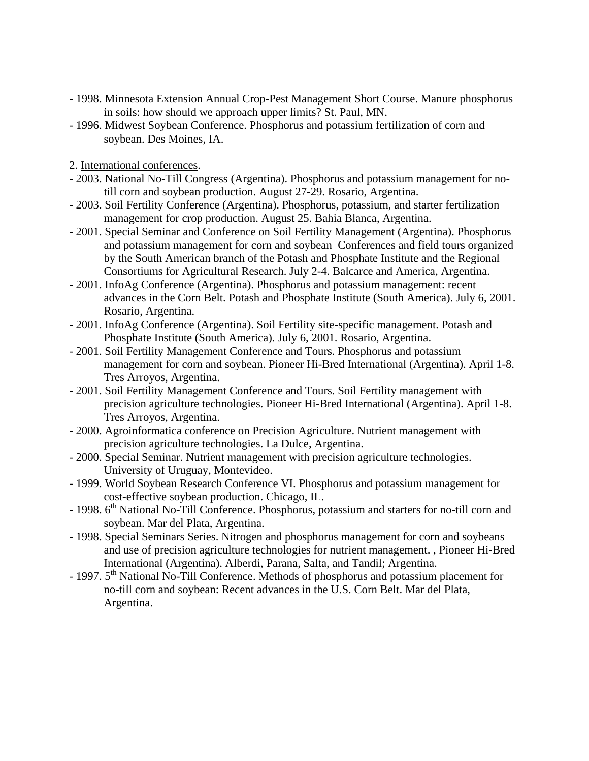- 1998. Minnesota Extension Annual Crop-Pest Management Short Course. Manure phosphorus in soils: how should we approach upper limits? St. Paul, MN.
- 1996. Midwest Soybean Conference. Phosphorus and potassium fertilization of corn and soybean. Des Moines, IA.

2. International conferences.

- 2003. National No-Till Congress (Argentina). Phosphorus and potassium management for no-till corn and soybean production. August 27-29. Rosario, Argentina.
- 2003. Soil Fertility Conference (Argentina). Phosphorus, potassium, and starter fertilization management for crop production. August 25. Bahia Blanca, Argentina.
- 2001. Special Seminar and Conference on Soil Fertility Management (Argentina). Phosphorus and potassium management for corn and soybean Conferences and field tours organized by the South American branch of the Potash and Phosphate Institute and the Regional Consortiums for Agricultural Research. July 2-4. Balcarce and America, Argentina.
- 2001. InfoAg Conference (Argentina). Phosphorus and potassium management: recent advances in the Corn Belt. Potash and Phosphate Institute (South America). July 6, 2001. Rosario, Argentina.
- 2001. InfoAg Conference (Argentina). Soil Fertility site-specific management. Potash and Phosphate Institute (South America). July 6, 2001. Rosario, Argentina.
- 2001. Soil Fertility Management Conference and Tours. Phosphorus and potassium management for corn and soybean. Pioneer Hi-Bred International (Argentina). April 1-8. Tres Arroyos, Argentina.
- 2001. Soil Fertility Management Conference and Tours. Soil Fertility management with precision agriculture technologies. Pioneer Hi-Bred International (Argentina). April 1-8. Tres Arroyos, Argentina.
- 2000. Agroinformatica conference on Precision Agriculture. Nutrient management with precision agriculture technologies. La Dulce, Argentina.
- 2000. Special Seminar. Nutrient management with precision agriculture technologies. University of Uruguay, Montevideo.
- 1999. World Soybean Research Conference VI. Phosphorus and potassium management for cost-effective soybean production. Chicago, IL.
- 1998. 6th National No-Till Conference. Phosphorus, potassium and starters for no-till corn and soybean. Mar del Plata, Argentina.
- 1998. Special Seminars Series. Nitrogen and phosphorus management for corn and soybeans and use of precision agriculture technologies for nutrient management. , Pioneer Hi-Bred International (Argentina). Alberdi, Parana, Salta, and Tandil; Argentina.
- 1997. 5th National No-Till Conference. Methods of phosphorus and potassium placement for no-till corn and soybean: Recent advances in the U.S. Corn Belt. Mar del Plata, Argentina.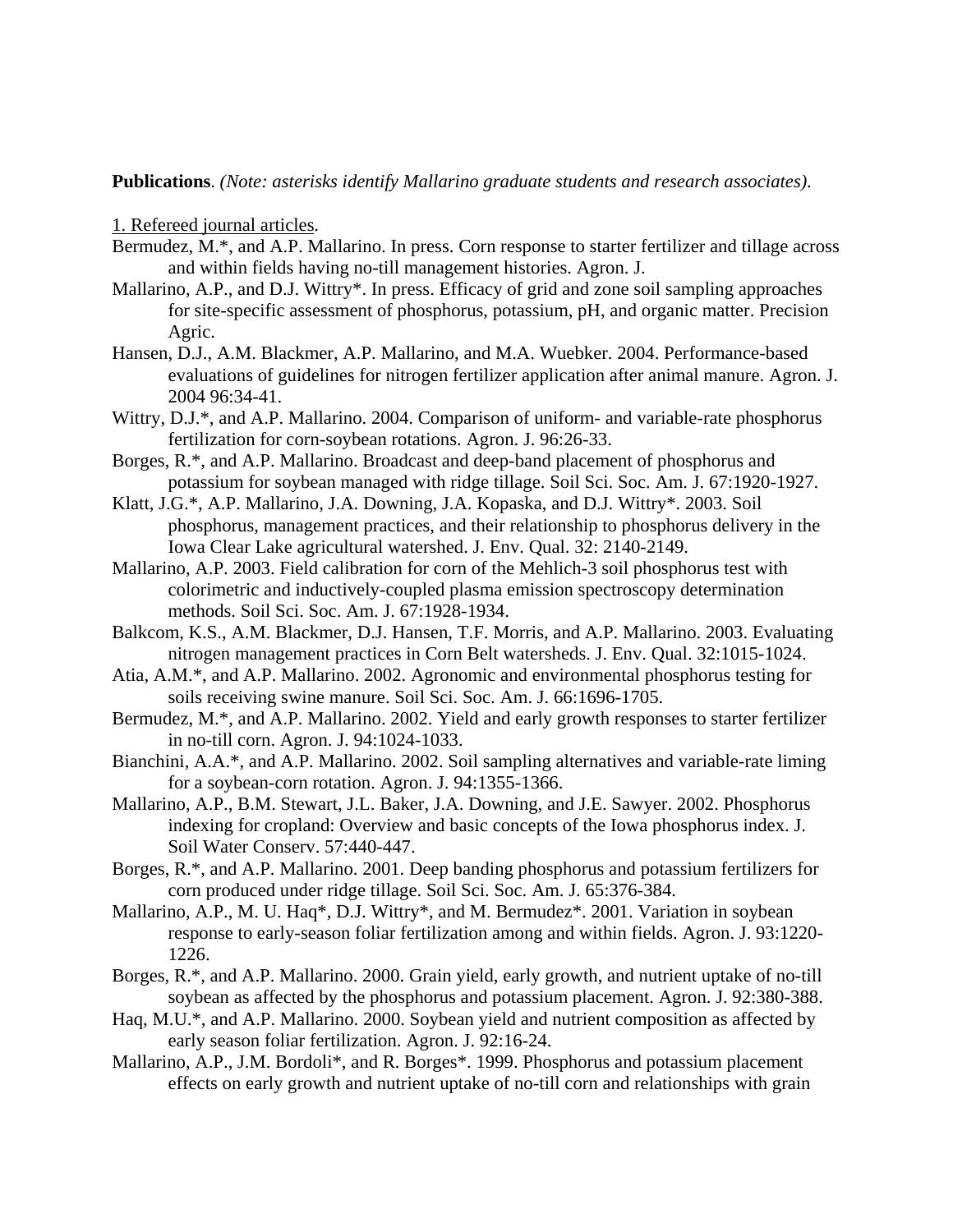**Publications**. *(Note: asterisks identify Mallarino graduate students and research associates).*

1. Refereed journal articles.

Bermudez, M.*, and A.P. Mallarino. In press. Corn response to starter fertilizer and tillage across and within fields having no-till management histories. Agron. J.

Mallarino, A.P., and D.J. Wittry*. In press. Efficacy of grid and zone soil sampling approaches for site-specific assessment of phosphorus, potassium, pH, and organic matter. Precision Agric.

Hansen, D.J., A.M. Blackmer, A.P. Mallarino, and M.A. Wuebker. 2004. Performance-based evaluations of guidelines for nitrogen fertilizer application after animal manure. Agron. J. 2004 96:34-41.

Wittry, D.J.*, and A.P. Mallarino. 2004. Comparison of uniform- and variable-rate phosphorus fertilization for corn-soybean rotations. Agron. J. 96:26-33.

Borges, R.*, and A.P. Mallarino. Broadcast and deep-band placement of phosphorus and potassium for soybean managed with ridge tillage. Soil Sci. Soc. Am. J. 67:1920-1927.

Klatt, J.G.*, A.P. Mallarino, J.A. Downing, J.A. Kopaska, and D.J. Wittry*. 2003. Soil phosphorus, management practices, and their relationship to phosphorus delivery in the Iowa Clear Lake agricultural watershed. J. Env. Qual. 32: 2140-2149.

Mallarino, A.P. 2003. Field calibration for corn of the Mehlich-3 soil phosphorus test with colorimetric and inductively-coupled plasma emission spectroscopy determination methods. Soil Sci. Soc. Am. J. 67:1928-1934.

Balkcom, K.S., A.M. Blackmer, D.J. Hansen, T.F. Morris, and A.P. Mallarino. 2003. Evaluating nitrogen management practices in Corn Belt watersheds. J. Env. Qual. 32:1015-1024.

Atia, A.M.*, and A.P. Mallarino. 2002. Agronomic and environmental phosphorus testing for soils receiving swine manure. Soil Sci. Soc. Am. J. 66:1696-1705.

Bermudez, M.*, and A.P. Mallarino. 2002. Yield and early growth responses to starter fertilizer in no-till corn. Agron. J. 94:1024-1033.

Bianchini, A.A.*, and A.P. Mallarino. 2002. Soil sampling alternatives and variable-rate liming for a soybean-corn rotation. Agron. J. 94:1355-1366.

Mallarino, A.P., B.M. Stewart, J.L. Baker, J.A. Downing, and J.E. Sawyer. 2002. Phosphorus indexing for cropland: Overview and basic concepts of the Iowa phosphorus index. J. Soil Water Conserv. 57:440-447.

Borges, R.*, and A.P. Mallarino. 2001. Deep banding phosphorus and potassium fertilizers for corn produced under ridge tillage. Soil Sci. Soc. Am. J. 65:376-384.

Mallarino, A.P., M. U. Haq*, D.J. Wittry*, and M. Bermudez*. 2001. Variation in soybean response to early-season foliar fertilization among and within fields. Agron. J. 93:1220-1226.

Borges, R.*, and A.P. Mallarino. 2000. Grain yield, early growth, and nutrient uptake of no-till soybean as affected by the phosphorus and potassium placement. Agron. J. 92:380-388.

Haq, M.U.*, and A.P. Mallarino. 2000. Soybean yield and nutrient composition as affected by early season foliar fertilization. Agron. J. 92:16-24.

Mallarino, A.P., J.M. Bordoli*, and R. Borges*. 1999. Phosphorus and potassium placement effects on early growth and nutrient uptake of no-till corn and relationships with grain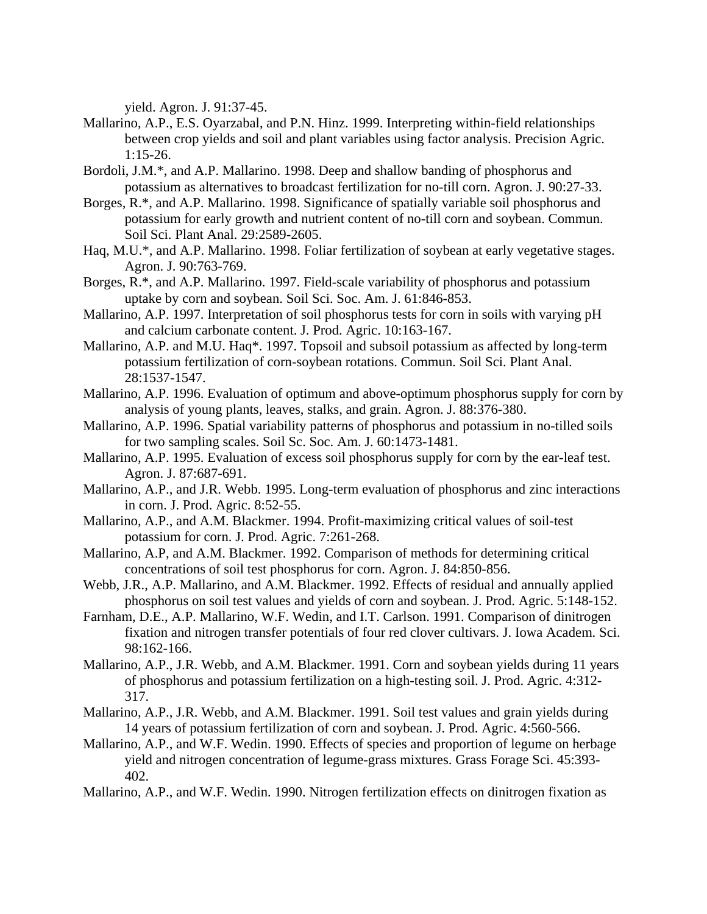yield. Agron. J. 91:37-45.

Mallarino, A.P., E.S. Oyarzabal, and P.N. Hinz. 1999. Interpreting within-field relationships between crop yields and soil and plant variables using factor analysis. Precision Agric. 1:15-26.

Bordoli, J.M.*, and A.P. Mallarino. 1998. Deep and shallow banding of phosphorus and potassium as alternatives to broadcast fertilization for no-till corn. Agron. J. 90:27-33.

Borges, R.*, and A.P. Mallarino. 1998. Significance of spatially variable soil phosphorus and potassium for early growth and nutrient content of no-till corn and soybean. Commun. Soil Sci. Plant Anal. 29:2589-2605.

Haq, M.U.*, and A.P. Mallarino. 1998. Foliar fertilization of soybean at early vegetative stages. Agron. J. 90:763-769.

Borges, R.*, and A.P. Mallarino. 1997. Field-scale variability of phosphorus and potassium uptake by corn and soybean. Soil Sci. Soc. Am. J. 61:846-853.

Mallarino, A.P. 1997. Interpretation of soil phosphorus tests for corn in soils with varying pH and calcium carbonate content. J. Prod. Agric. 10:163-167.

Mallarino, A.P. and M.U. Haq*. 1997. Topsoil and subsoil potassium as affected by long-term potassium fertilization of corn-soybean rotations. Commun. Soil Sci. Plant Anal. 28:1537-1547.

Mallarino, A.P. 1996. Evaluation of optimum and above-optimum phosphorus supply for corn by analysis of young plants, leaves, stalks, and grain. Agron. J. 88:376-380.

Mallarino, A.P. 1996. Spatial variability patterns of phosphorus and potassium in no-tilled soils for two sampling scales. Soil Sc. Soc. Am. J. 60:1473-1481.

Mallarino, A.P. 1995. Evaluation of excess soil phosphorus supply for corn by the ear-leaf test. Agron. J. 87:687-691.

Mallarino, A.P., and J.R. Webb. 1995. Long-term evaluation of phosphorus and zinc interactions in corn. J. Prod. Agric. 8:52-55.

Mallarino, A.P., and A.M. Blackmer. 1994. Profit-maximizing critical values of soil-test potassium for corn. J. Prod. Agric. 7:261-268.

Mallarino, A.P, and A.M. Blackmer. 1992. Comparison of methods for determining critical concentrations of soil test phosphorus for corn. Agron. J. 84:850-856.

Webb, J.R., A.P. Mallarino, and A.M. Blackmer. 1992. Effects of residual and annually applied phosphorus on soil test values and yields of corn and soybean. J. Prod. Agric. 5:148-152.

Farnham, D.E., A.P. Mallarino, W.F. Wedin, and I.T. Carlson. 1991. Comparison of dinitrogen fixation and nitrogen transfer potentials of four red clover cultivars. J. Iowa Academ. Sci. 98:162-166.

Mallarino, A.P., J.R. Webb, and A.M. Blackmer. 1991. Corn and soybean yields during 11 years of phosphorus and potassium fertilization on a high-testing soil. J. Prod. Agric. 4:312-317.

Mallarino, A.P., J.R. Webb, and A.M. Blackmer. 1991. Soil test values and grain yields during 14 years of potassium fertilization of corn and soybean. J. Prod. Agric. 4:560-566.

Mallarino, A.P., and W.F. Wedin. 1990. Effects of species and proportion of legume on herbage yield and nitrogen concentration of legume-grass mixtures. Grass Forage Sci. 45:393-402.

Mallarino, A.P., and W.F. Wedin. 1990. Nitrogen fertilization effects on dinitrogen fixation as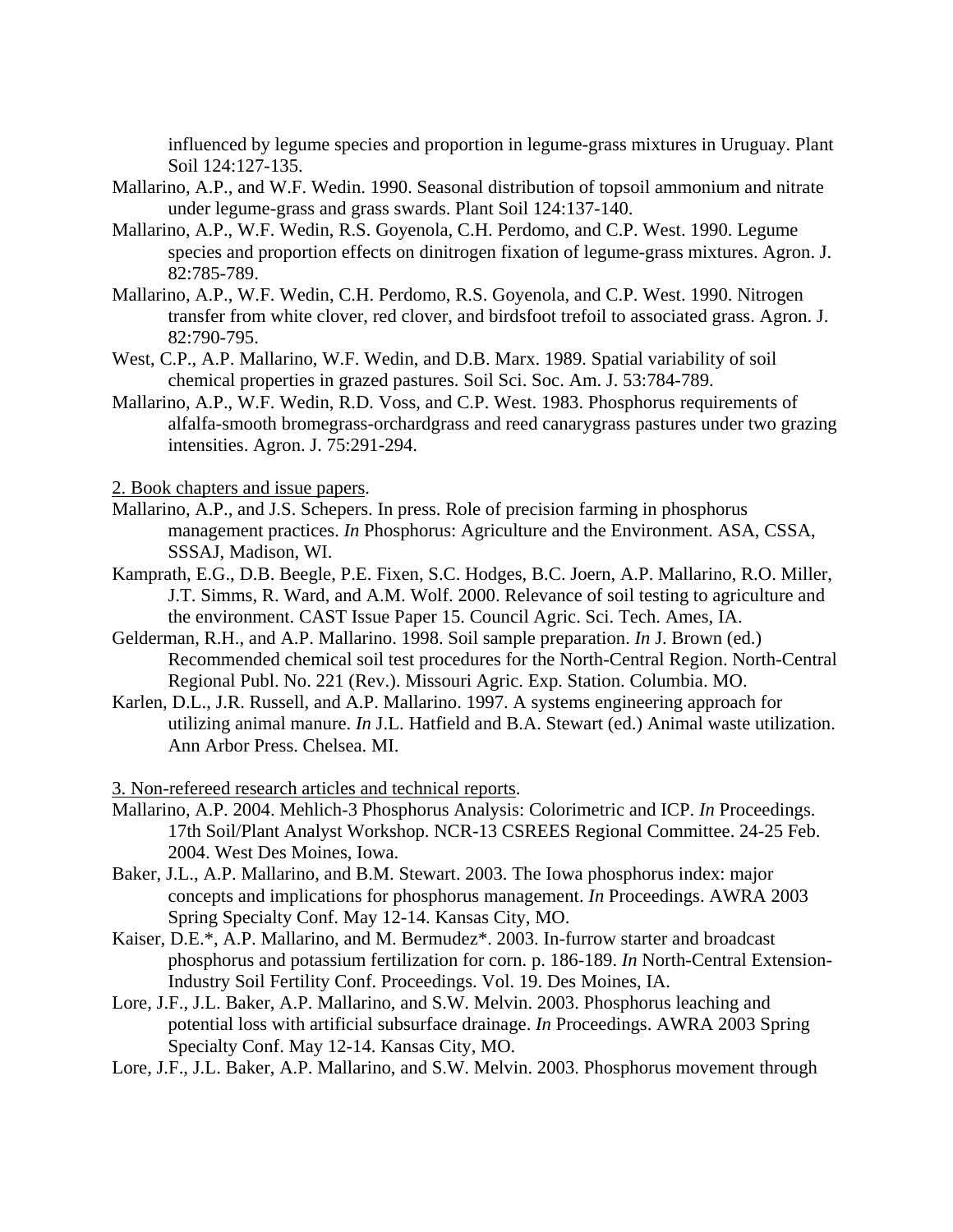influenced by legume species and proportion in legume-grass mixtures in Uruguay. Plant Soil 124:127-135.

Mallarino, A.P., and W.F. Wedin. 1990. Seasonal distribution of topsoil ammonium and nitrate under legume-grass and grass swards. Plant Soil 124:137-140.

Mallarino, A.P., W.F. Wedin, R.S. Goyenola, C.H. Perdomo, and C.P. West. 1990. Legume species and proportion effects on dinitrogen fixation of legume-grass mixtures. Agron. J. 82:785-789.

Mallarino, A.P., W.F. Wedin, C.H. Perdomo, R.S. Goyenola, and C.P. West. 1990. Nitrogen transfer from white clover, red clover, and birdsfoot trefoil to associated grass. Agron. J. 82:790-795.

West, C.P., A.P. Mallarino, W.F. Wedin, and D.B. Marx. 1989. Spatial variability of soil chemical properties in grazed pastures. Soil Sci. Soc. Am. J. 53:784-789.

Mallarino, A.P., W.F. Wedin, R.D. Voss, and C.P. West. 1983. Phosphorus requirements of alfalfa-smooth bromegrass-orchardgrass and reed canarygrass pastures under two grazing intensities. Agron. J. 75:291-294.

2. Book chapters and issue papers.

Mallarino, A.P., and J.S. Schepers. In press. Role of precision farming in phosphorus management practices. *In* Phosphorus: Agriculture and the Environment. ASA, CSSA, SSSAJ, Madison, WI.

Kamprath, E.G., D.B. Beegle, P.E. Fixen, S.C. Hodges, B.C. Joern, A.P. Mallarino, R.O. Miller, J.T. Simms, R. Ward, and A.M. Wolf. 2000. Relevance of soil testing to agriculture and the environment. CAST Issue Paper 15. Council Agric. Sci. Tech. Ames, IA.

Gelderman, R.H., and A.P. Mallarino. 1998. Soil sample preparation. *In* J. Brown (ed.) Recommended chemical soil test procedures for the North-Central Region. North-Central Regional Publ. No. 221 (Rev.). Missouri Agric. Exp. Station. Columbia. MO.

Karlen, D.L., J.R. Russell, and A.P. Mallarino. 1997. A systems engineering approach for utilizing animal manure. *In* J.L. Hatfield and B.A. Stewart (ed.) Animal waste utilization. Ann Arbor Press. Chelsea. MI.

3. Non-refereed research articles and technical reports.

Mallarino, A.P. 2004. Mehlich-3 Phosphorus Analysis: Colorimetric and ICP. *In* Proceedings. 17th Soil/Plant Analyst Workshop. NCR-13 CSREES Regional Committee. 24-25 Feb. 2004. West Des Moines, Iowa.

Baker, J.L., A.P. Mallarino, and B.M. Stewart. 2003. The Iowa phosphorus index: major concepts and implications for phosphorus management. *In* Proceedings. AWRA 2003 Spring Specialty Conf. May 12-14. Kansas City, MO.

Kaiser, D.E.*, A.P. Mallarino, and M. Bermudez*. 2003. In-furrow starter and broadcast phosphorus and potassium fertilization for corn. p. 186-189. *In* North-Central Extension-Industry Soil Fertility Conf. Proceedings. Vol. 19. Des Moines, IA.

Lore, J.F., J.L. Baker, A.P. Mallarino, and S.W. Melvin. 2003. Phosphorus leaching and potential loss with artificial subsurface drainage. *In* Proceedings. AWRA 2003 Spring Specialty Conf. May 12-14. Kansas City, MO.

Lore, J.F., J.L. Baker, A.P. Mallarino, and S.W. Melvin. 2003. Phosphorus movement through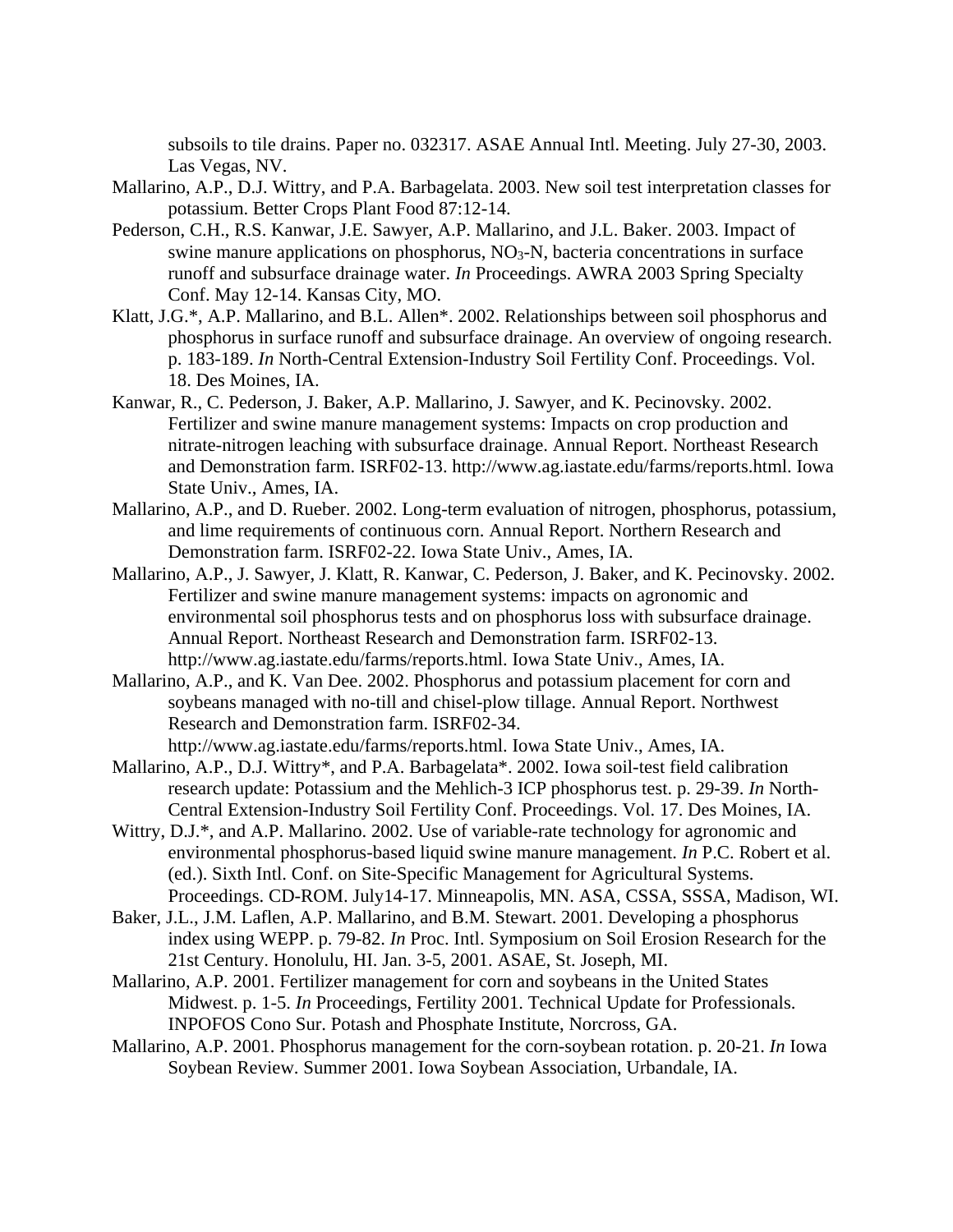subsoils to tile drains. Paper no. 032317. ASAE Annual Intl. Meeting. July 27-30, 2003. Las Vegas, NV.

Mallarino, A.P., D.J. Wittry, and P.A. Barbagelata. 2003. New soil test interpretation classes for potassium. Better Crops Plant Food 87:12-14.

Pederson, C.H., R.S. Kanwar, J.E. Sawyer, A.P. Mallarino, and J.L. Baker. 2003. Impact of swine manure applications on phosphorus, $NO_3$-N, bacteria concentrations in surface runoff and subsurface drainage water. *In* Proceedings. AWRA 2003 Spring Specialty Conf. May 12-14. Kansas City, MO.

Klatt, J.G.*, A.P. Mallarino, and B.L. Allen*. 2002. Relationships between soil phosphorus and phosphorus in surface runoff and subsurface drainage. An overview of ongoing research. p. 183-189. *In* North-Central Extension-Industry Soil Fertility Conf. Proceedings. Vol. 18. Des Moines, IA.

Kanwar, R., C. Pederson, J. Baker, A.P. Mallarino, J. Sawyer, and K. Pecinovsky. 2002. Fertilizer and swine manure management systems: Impacts on crop production and nitrate-nitrogen leaching with subsurface drainage. Annual Report. Northeast Research and Demonstration farm. ISRF02-13. http://www.ag.iastate.edu/farms/reports.html. Iowa State Univ., Ames, IA.

Mallarino, A.P., and D. Rueber. 2002. Long-term evaluation of nitrogen, phosphorus, potassium, and lime requirements of continuous corn. Annual Report. Northern Research and Demonstration farm. ISRF02-22. Iowa State Univ., Ames, IA.

Mallarino, A.P., J. Sawyer, J. Klatt, R. Kanwar, C. Pederson, J. Baker, and K. Pecinovsky. 2002. Fertilizer and swine manure management systems: impacts on agronomic and environmental soil phosphorus tests and on phosphorus loss with subsurface drainage. Annual Report. Northeast Research and Demonstration farm. ISRF02-13. http://www.ag.iastate.edu/farms/reports.html. Iowa State Univ., Ames, IA.

Mallarino, A.P., and K. Van Dee. 2002. Phosphorus and potassium placement for corn and soybeans managed with no-till and chisel-plow tillage. Annual Report. Northwest Research and Demonstration farm. ISRF02-34. http://www.ag.iastate.edu/farms/reports.html. Iowa State Univ., Ames, IA.

Mallarino, A.P., D.J. Wittry*, and P.A. Barbagelata*. 2002. Iowa soil-test field calibration research update: Potassium and the Mehlich-3 ICP phosphorus test. p. 29-39. *In* North-Central Extension-Industry Soil Fertility Conf. Proceedings. Vol. 17. Des Moines, IA.

Wittry, D.J.*, and A.P. Mallarino. 2002. Use of variable-rate technology for agronomic and environmental phosphorus-based liquid swine manure management. *In* P.C. Robert et al. (ed.). Sixth Intl. Conf. on Site-Specific Management for Agricultural Systems. Proceedings. CD-ROM. July14-17. Minneapolis, MN. ASA, CSSA, SSSA, Madison, WI.

Baker, J.L., J.M. Laflen, A.P. Mallarino, and B.M. Stewart. 2001. Developing a phosphorus index using WEPP. p. 79-82. *In* Proc. Intl. Symposium on Soil Erosion Research for the 21st Century. Honolulu, HI. Jan. 3-5, 2001. ASAE, St. Joseph, MI.

Mallarino, A.P. 2001. Fertilizer management for corn and soybeans in the United States Midwest. p. 1-5. *In* Proceedings, Fertility 2001. Technical Update for Professionals. INPOFOS Cono Sur. Potash and Phosphate Institute, Norcross, GA.

Mallarino, A.P. 2001. Phosphorus management for the corn-soybean rotation. p. 20-21. *In* Iowa Soybean Review. Summer 2001. Iowa Soybean Association, Urbandale, IA.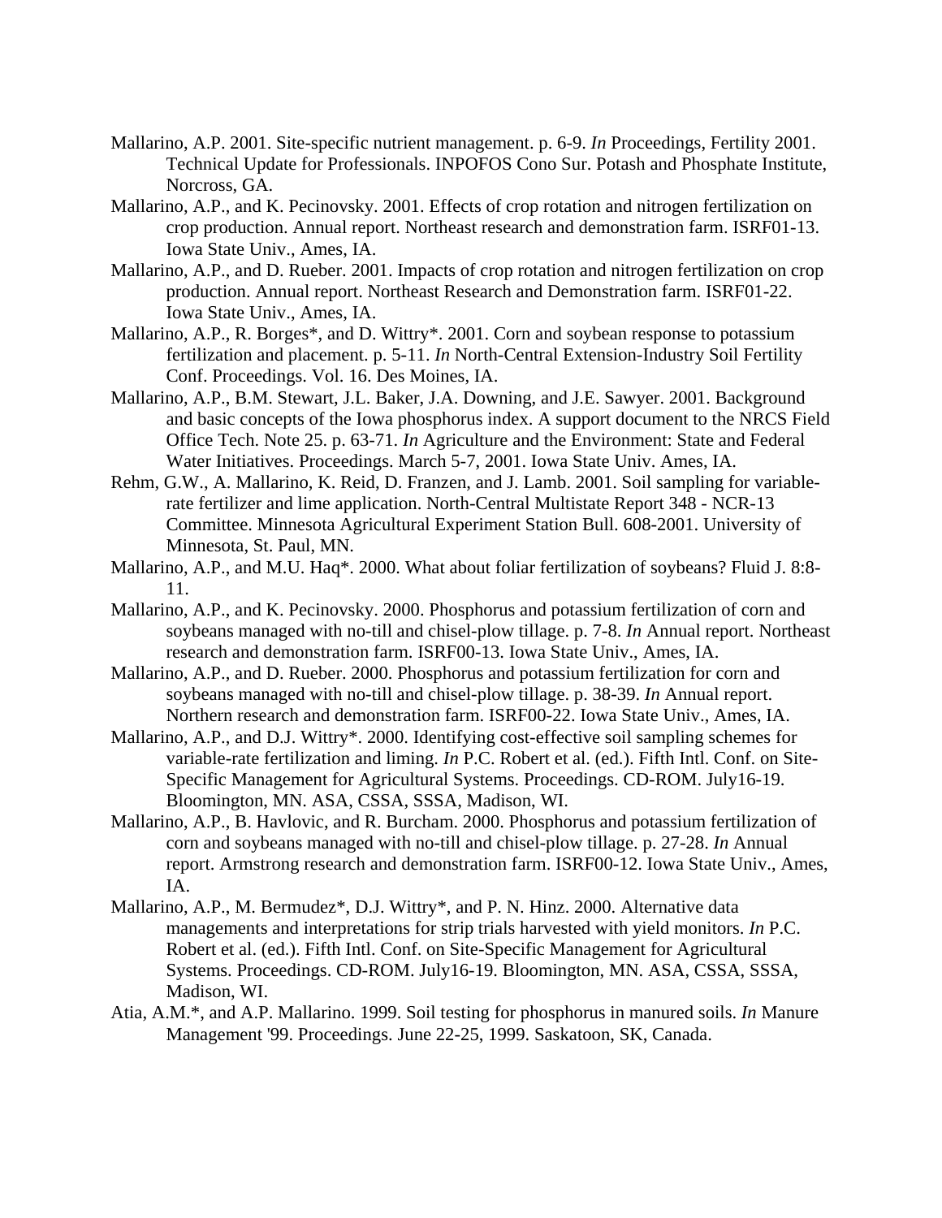Mallarino, A.P. 2001. Site-specific nutrient management. p. 6-9. *In* Proceedings, Fertility 2001. Technical Update for Professionals. INPOFOS Cono Sur. Potash and Phosphate Institute, Norcross, GA.

Mallarino, A.P., and K. Pecinovsky. 2001. Effects of crop rotation and nitrogen fertilization on crop production. Annual report. Northeast research and demonstration farm. ISRF01-13. Iowa State Univ., Ames, IA.

Mallarino, A.P., and D. Rueber. 2001. Impacts of crop rotation and nitrogen fertilization on crop production. Annual report. Northeast Research and Demonstration farm. ISRF01-22. Iowa State Univ., Ames, IA.

Mallarino, A.P., R. Borges*, and D. Wittry*. 2001. Corn and soybean response to potassium fertilization and placement. p. 5-11. *In* North-Central Extension-Industry Soil Fertility Conf. Proceedings. Vol. 16. Des Moines, IA.

Mallarino, A.P., B.M. Stewart, J.L. Baker, J.A. Downing, and J.E. Sawyer. 2001. Background and basic concepts of the Iowa phosphorus index. A support document to the NRCS Field Office Tech. Note 25. p. 63-71. *In* Agriculture and the Environment: State and Federal Water Initiatives. Proceedings. March 5-7, 2001. Iowa State Univ. Ames, IA.

Rehm, G.W., A. Mallarino, K. Reid, D. Franzen, and J. Lamb. 2001. Soil sampling for variable-rate fertilizer and lime application. North-Central Multistate Report 348 - NCR-13 Committee. Minnesota Agricultural Experiment Station Bull. 608-2001. University of Minnesota, St. Paul, MN.

Mallarino, A.P., and M.U. Haq*. 2000. What about foliar fertilization of soybeans? Fluid J. 8:8-11.

Mallarino, A.P., and K. Pecinovsky. 2000. Phosphorus and potassium fertilization of corn and soybeans managed with no-till and chisel-plow tillage. p. 7-8. *In* Annual report. Northeast research and demonstration farm. ISRF00-13. Iowa State Univ., Ames, IA.

Mallarino, A.P., and D. Rueber. 2000. Phosphorus and potassium fertilization for corn and soybeans managed with no-till and chisel-plow tillage. p. 38-39. *In* Annual report. Northern research and demonstration farm. ISRF00-22. Iowa State Univ., Ames, IA.

Mallarino, A.P., and D.J. Wittry*. 2000. Identifying cost-effective soil sampling schemes for variable-rate fertilization and liming. *In* P.C. Robert et al. (ed.). Fifth Intl. Conf. on Site-Specific Management for Agricultural Systems. Proceedings. CD-ROM. July16-19. Bloomington, MN. ASA, CSSA, SSSA, Madison, WI.

Mallarino, A.P., B. Havlovic, and R. Burcham. 2000. Phosphorus and potassium fertilization of corn and soybeans managed with no-till and chisel-plow tillage. p. 27-28. *In* Annual report. Armstrong research and demonstration farm. ISRF00-12. Iowa State Univ., Ames, IA.

Mallarino, A.P., M. Bermudez*, D.J. Wittry*, and P. N. Hinz. 2000. Alternative data managements and interpretations for strip trials harvested with yield monitors. *In* P.C. Robert et al. (ed.). Fifth Intl. Conf. on Site-Specific Management for Agricultural Systems. Proceedings. CD-ROM. July16-19. Bloomington, MN. ASA, CSSA, SSSA, Madison, WI.

Atia, A.M.*, and A.P. Mallarino. 1999. Soil testing for phosphorus in manured soils. *In* Manure Management '99. Proceedings. June 22-25, 1999. Saskatoon, SK, Canada.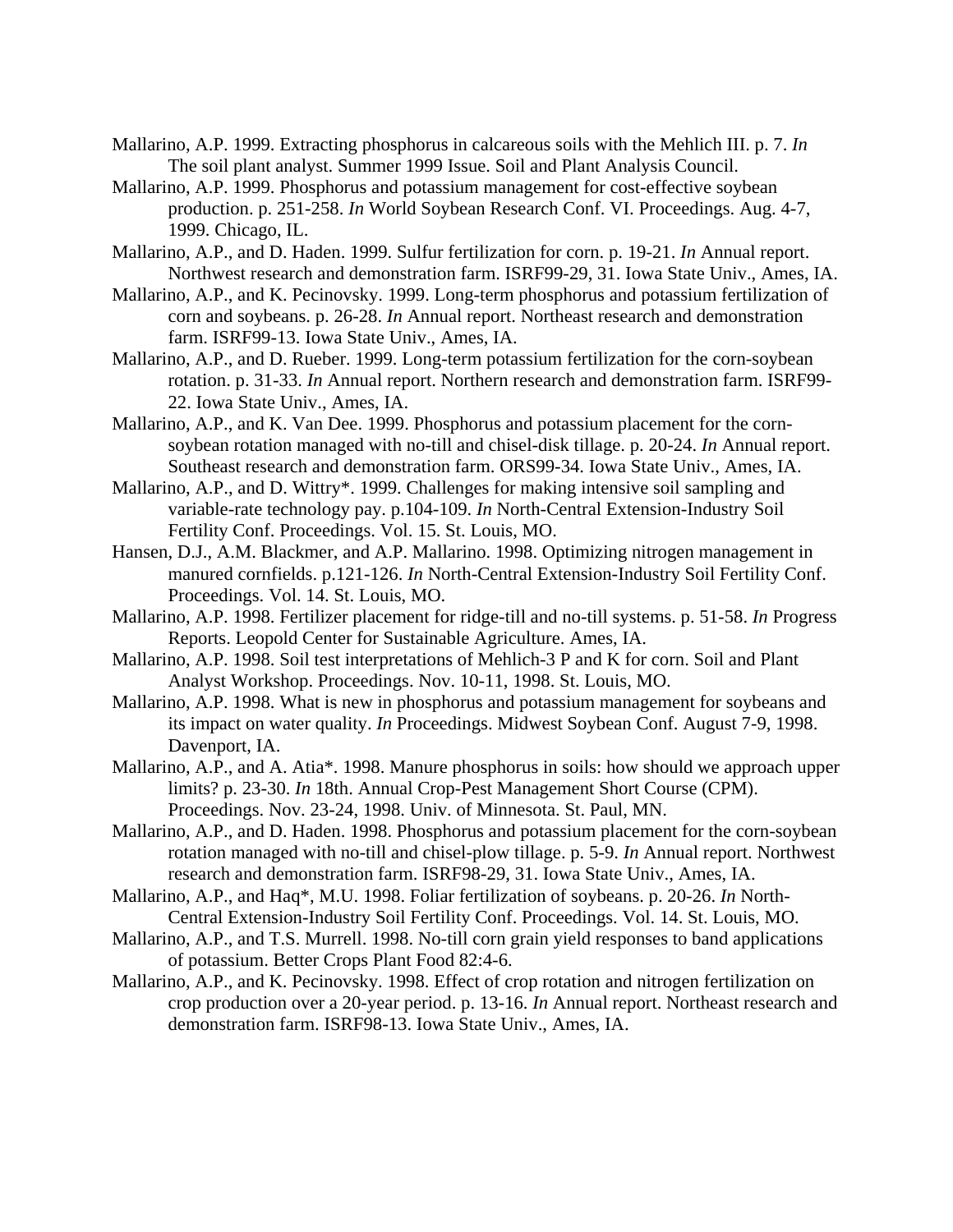Mallarino, A.P. 1999. Extracting phosphorus in calcareous soils with the Mehlich III. p. 7. *In* The soil plant analyst. Summer 1999 Issue. Soil and Plant Analysis Council.

Mallarino, A.P. 1999. Phosphorus and potassium management for cost-effective soybean production. p. 251-258. *In* World Soybean Research Conf. VI. Proceedings. Aug. 4-7, 1999. Chicago, IL.

Mallarino, A.P., and D. Haden. 1999. Sulfur fertilization for corn. p. 19-21. *In* Annual report. Northwest research and demonstration farm. ISRF99-29, 31. Iowa State Univ., Ames, IA.

Mallarino, A.P., and K. Pecinovsky. 1999. Long-term phosphorus and potassium fertilization of corn and soybeans. p. 26-28. *In* Annual report. Northeast research and demonstration farm. ISRF99-13. Iowa State Univ., Ames, IA.

Mallarino, A.P., and D. Rueber. 1999. Long-term potassium fertilization for the corn-soybean rotation. p. 31-33. *In* Annual report. Northern research and demonstration farm. ISRF99-22. Iowa State Univ., Ames, IA.

Mallarino, A.P., and K. Van Dee. 1999. Phosphorus and potassium placement for the corn-soybean rotation managed with no-till and chisel-disk tillage. p. 20-24. *In* Annual report. Southeast research and demonstration farm. ORS99-34. Iowa State Univ., Ames, IA.

Mallarino, A.P., and D. Wittry*. 1999. Challenges for making intensive soil sampling and variable-rate technology pay. p.104-109. *In* North-Central Extension-Industry Soil Fertility Conf. Proceedings. Vol. 15. St. Louis, MO.

Hansen, D.J., A.M. Blackmer, and A.P. Mallarino. 1998. Optimizing nitrogen management in manured cornfields. p.121-126. *In* North-Central Extension-Industry Soil Fertility Conf. Proceedings. Vol. 14. St. Louis, MO.

Mallarino, A.P. 1998. Fertilizer placement for ridge-till and no-till systems. p. 51-58. *In* Progress Reports. Leopold Center for Sustainable Agriculture. Ames, IA.

Mallarino, A.P. 1998. Soil test interpretations of Mehlich-3 P and K for corn. Soil and Plant Analyst Workshop. Proceedings. Nov. 10-11, 1998. St. Louis, MO.

Mallarino, A.P. 1998. What is new in phosphorus and potassium management for soybeans and its impact on water quality. *In* Proceedings. Midwest Soybean Conf. August 7-9, 1998. Davenport, IA.

Mallarino, A.P., and A. Atia*. 1998. Manure phosphorus in soils: how should we approach upper limits? p. 23-30. *In* 18th. Annual Crop-Pest Management Short Course (CPM). Proceedings. Nov. 23-24, 1998. Univ. of Minnesota. St. Paul, MN.

Mallarino, A.P., and D. Haden. 1998. Phosphorus and potassium placement for the corn-soybean rotation managed with no-till and chisel-plow tillage. p. 5-9. *In* Annual report. Northwest research and demonstration farm. ISRF98-29, 31. Iowa State Univ., Ames, IA.

Mallarino, A.P., and Haq*, M.U. 1998. Foliar fertilization of soybeans. p. 20-26. *In* North-Central Extension-Industry Soil Fertility Conf. Proceedings. Vol. 14. St. Louis, MO.

Mallarino, A.P., and T.S. Murrell. 1998. No-till corn grain yield responses to band applications of potassium. Better Crops Plant Food 82:4-6.

Mallarino, A.P., and K. Pecinovsky. 1998. Effect of crop rotation and nitrogen fertilization on crop production over a 20-year period. p. 13-16. *In* Annual report. Northeast research and demonstration farm. ISRF98-13. Iowa State Univ., Ames, IA.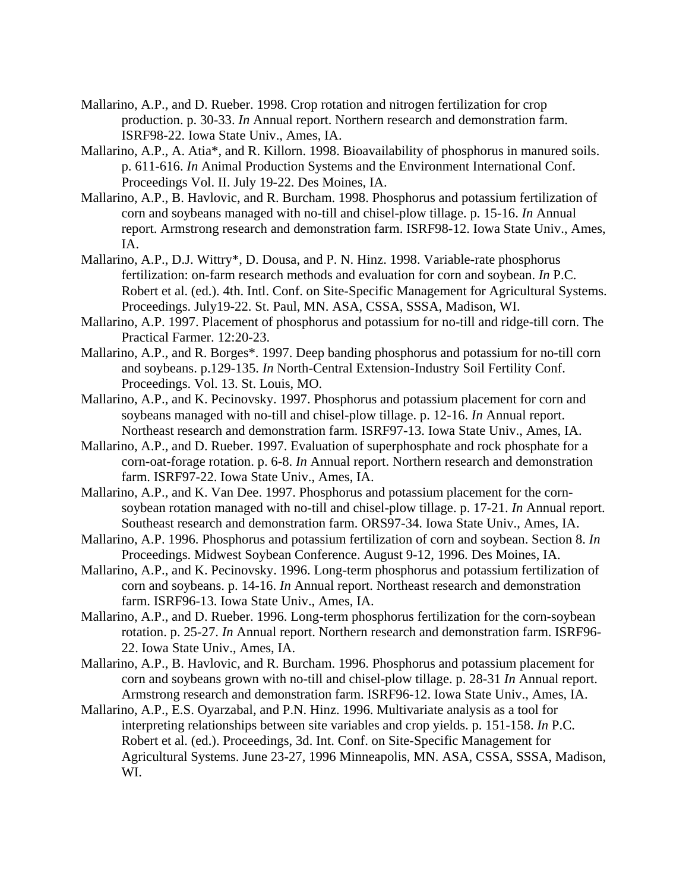Mallarino, A.P., and D. Rueber. 1998. Crop rotation and nitrogen fertilization for crop production. p. 30-33. *In* Annual report. Northern research and demonstration farm. ISRF98-22. Iowa State Univ., Ames, IA.

Mallarino, A.P., A. Atia*, and R. Killorn. 1998. Bioavailability of phosphorus in manured soils. p. 611-616. *In* Animal Production Systems and the Environment International Conf. Proceedings Vol. II. July 19-22. Des Moines, IA.

Mallarino, A.P., B. Havlovic, and R. Burcham. 1998. Phosphorus and potassium fertilization of corn and soybeans managed with no-till and chisel-plow tillage. p. 15-16. *In* Annual report. Armstrong research and demonstration farm. ISRF98-12. Iowa State Univ., Ames, IA.

Mallarino, A.P., D.J. Wittry*, D. Dousa, and P. N. Hinz. 1998. Variable-rate phosphorus fertilization: on-farm research methods and evaluation for corn and soybean. *In* P.C. Robert et al. (ed.). 4th. Intl. Conf. on Site-Specific Management for Agricultural Systems. Proceedings. July19-22. St. Paul, MN. ASA, CSSA, SSSA, Madison, WI.

Mallarino, A.P. 1997. Placement of phosphorus and potassium for no-till and ridge-till corn. The Practical Farmer. 12:20-23.

Mallarino, A.P., and R. Borges*. 1997. Deep banding phosphorus and potassium for no-till corn and soybeans. p.129-135. *In* North-Central Extension-Industry Soil Fertility Conf. Proceedings. Vol. 13. St. Louis, MO.

Mallarino, A.P., and K. Pecinovsky. 1997. Phosphorus and potassium placement for corn and soybeans managed with no-till and chisel-plow tillage. p. 12-16. *In* Annual report. Northeast research and demonstration farm. ISRF97-13. Iowa State Univ., Ames, IA.

Mallarino, A.P., and D. Rueber. 1997. Evaluation of superphosphate and rock phosphate for a corn-oat-forage rotation. p. 6-8. *In* Annual report. Northern research and demonstration farm. ISRF97-22. Iowa State Univ., Ames, IA.

Mallarino, A.P., and K. Van Dee. 1997. Phosphorus and potassium placement for the corn-soybean rotation managed with no-till and chisel-plow tillage. p. 17-21. *In* Annual report. Southeast research and demonstration farm. ORS97-34. Iowa State Univ., Ames, IA.

Mallarino, A.P. 1996. Phosphorus and potassium fertilization of corn and soybean. Section 8. *In* Proceedings. Midwest Soybean Conference. August 9-12, 1996. Des Moines, IA.

Mallarino, A.P., and K. Pecinovsky. 1996. Long-term phosphorus and potassium fertilization of corn and soybeans. p. 14-16. *In* Annual report. Northeast research and demonstration farm. ISRF96-13. Iowa State Univ., Ames, IA.

Mallarino, A.P., and D. Rueber. 1996. Long-term phosphorus fertilization for the corn-soybean rotation. p. 25-27. *In* Annual report. Northern research and demonstration farm. ISRF96-22. Iowa State Univ., Ames, IA.

Mallarino, A.P., B. Havlovic, and R. Burcham. 1996. Phosphorus and potassium placement for corn and soybeans grown with no-till and chisel-plow tillage. p. 28-31 *In* Annual report. Armstrong research and demonstration farm. ISRF96-12. Iowa State Univ., Ames, IA.

Mallarino, A.P., E.S. Oyarzabal, and P.N. Hinz. 1996. Multivariate analysis as a tool for interpreting relationships between site variables and crop yields. p. 151-158. *In* P.C. Robert et al. (ed.). Proceedings, 3d. Int. Conf. on Site-Specific Management for Agricultural Systems. June 23-27, 1996 Minneapolis, MN. ASA, CSSA, SSSA, Madison, WI.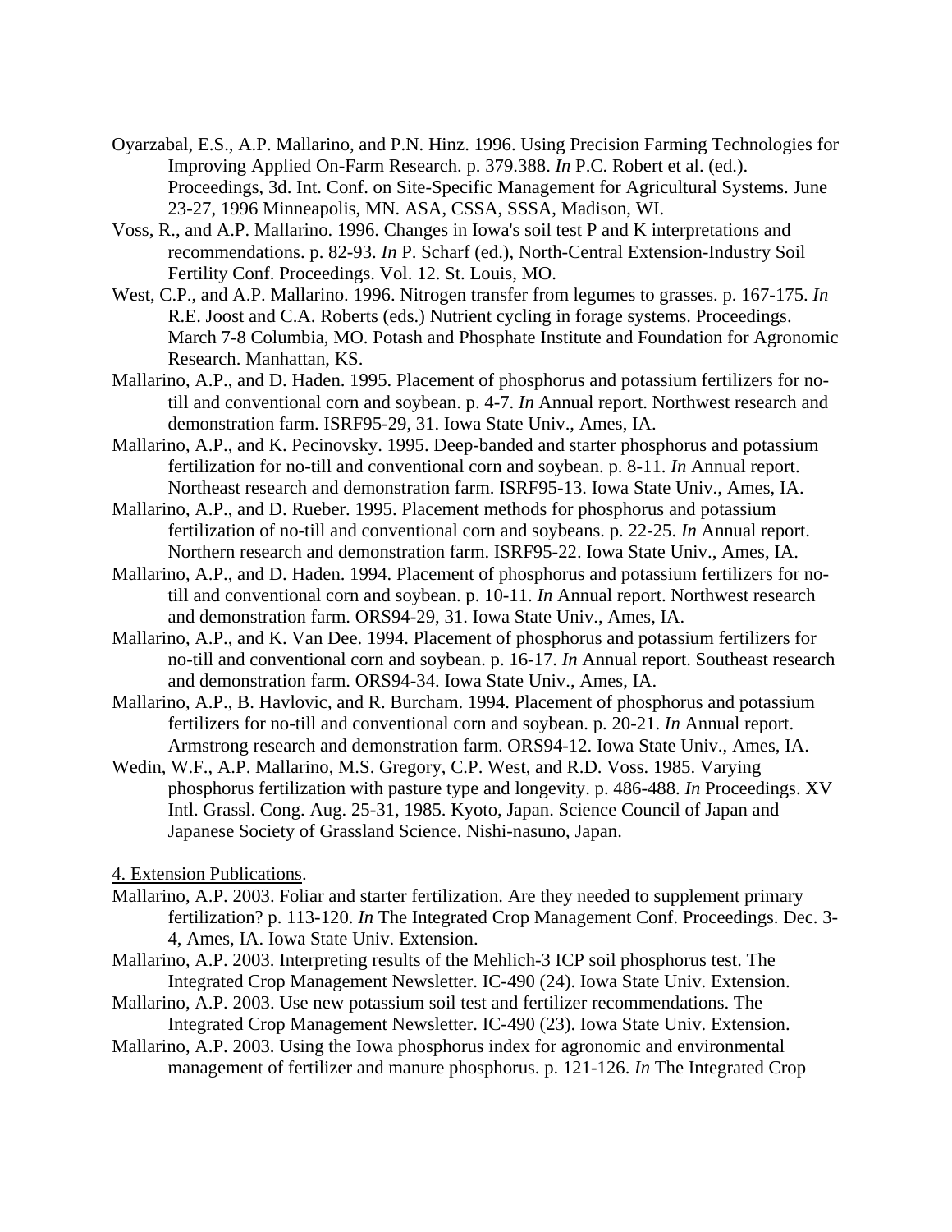Oyarzabal, E.S., A.P. Mallarino, and P.N. Hinz. 1996. Using Precision Farming Technologies for Improving Applied On-Farm Research. p. 379.388. *In* P.C. Robert et al. (ed.). Proceedings, 3d. Int. Conf. on Site-Specific Management for Agricultural Systems. June 23-27, 1996 Minneapolis, MN. ASA, CSSA, SSSA, Madison, WI.

Voss, R., and A.P. Mallarino. 1996. Changes in Iowa's soil test P and K interpretations and recommendations. p. 82-93. *In* P. Scharf (ed.), North-Central Extension-Industry Soil Fertility Conf. Proceedings. Vol. 12. St. Louis, MO.

West, C.P., and A.P. Mallarino. 1996. Nitrogen transfer from legumes to grasses. p. 167-175. *In* R.E. Joost and C.A. Roberts (eds.) Nutrient cycling in forage systems. Proceedings. March 7-8 Columbia, MO. Potash and Phosphate Institute and Foundation for Agronomic Research. Manhattan, KS.

Mallarino, A.P., and D. Haden. 1995. Placement of phosphorus and potassium fertilizers for no-till and conventional corn and soybean. p. 4-7. *In* Annual report. Northwest research and demonstration farm. ISRF95-29, 31. Iowa State Univ., Ames, IA.

Mallarino, A.P., and K. Pecinovsky. 1995. Deep-banded and starter phosphorus and potassium fertilization for no-till and conventional corn and soybean. p. 8-11. *In* Annual report. Northeast research and demonstration farm. ISRF95-13. Iowa State Univ., Ames, IA.

Mallarino, A.P., and D. Rueber. 1995. Placement methods for phosphorus and potassium fertilization of no-till and conventional corn and soybeans. p. 22-25. *In* Annual report. Northern research and demonstration farm. ISRF95-22. Iowa State Univ., Ames, IA.

Mallarino, A.P., and D. Haden. 1994. Placement of phosphorus and potassium fertilizers for no-till and conventional corn and soybean. p. 10-11. *In* Annual report. Northwest research and demonstration farm. ORS94-29, 31. Iowa State Univ., Ames, IA.

Mallarino, A.P., and K. Van Dee. 1994. Placement of phosphorus and potassium fertilizers for no-till and conventional corn and soybean. p. 16-17. *In* Annual report. Southeast research and demonstration farm. ORS94-34. Iowa State Univ., Ames, IA.

Mallarino, A.P., B. Havlovic, and R. Burcham. 1994. Placement of phosphorus and potassium fertilizers for no-till and conventional corn and soybean. p. 20-21. *In* Annual report. Armstrong research and demonstration farm. ORS94-12. Iowa State Univ., Ames, IA.

Wedin, W.F., A.P. Mallarino, M.S. Gregory, C.P. West, and R.D. Voss. 1985. Varying phosphorus fertilization with pasture type and longevity. p. 486-488. *In* Proceedings. XV Intl. Grassl. Cong. Aug. 25-31, 1985. Kyoto, Japan. Science Council of Japan and Japanese Society of Grassland Science. Nishi-nasuno, Japan.

4. Extension Publications.

Mallarino, A.P. 2003. Foliar and starter fertilization. Are they needed to supplement primary fertilization? p. 113-120. *In* The Integrated Crop Management Conf. Proceedings. Dec. 3-4, Ames, IA. Iowa State Univ. Extension.

Mallarino, A.P. 2003. Interpreting results of the Mehlich-3 ICP soil phosphorus test. The Integrated Crop Management Newsletter. IC-490 (24). Iowa State Univ. Extension.

Mallarino, A.P. 2003. Use new potassium soil test and fertilizer recommendations. The Integrated Crop Management Newsletter. IC-490 (23). Iowa State Univ. Extension.

Mallarino, A.P. 2003. Using the Iowa phosphorus index for agronomic and environmental management of fertilizer and manure phosphorus. p. 121-126. *In* The Integrated Crop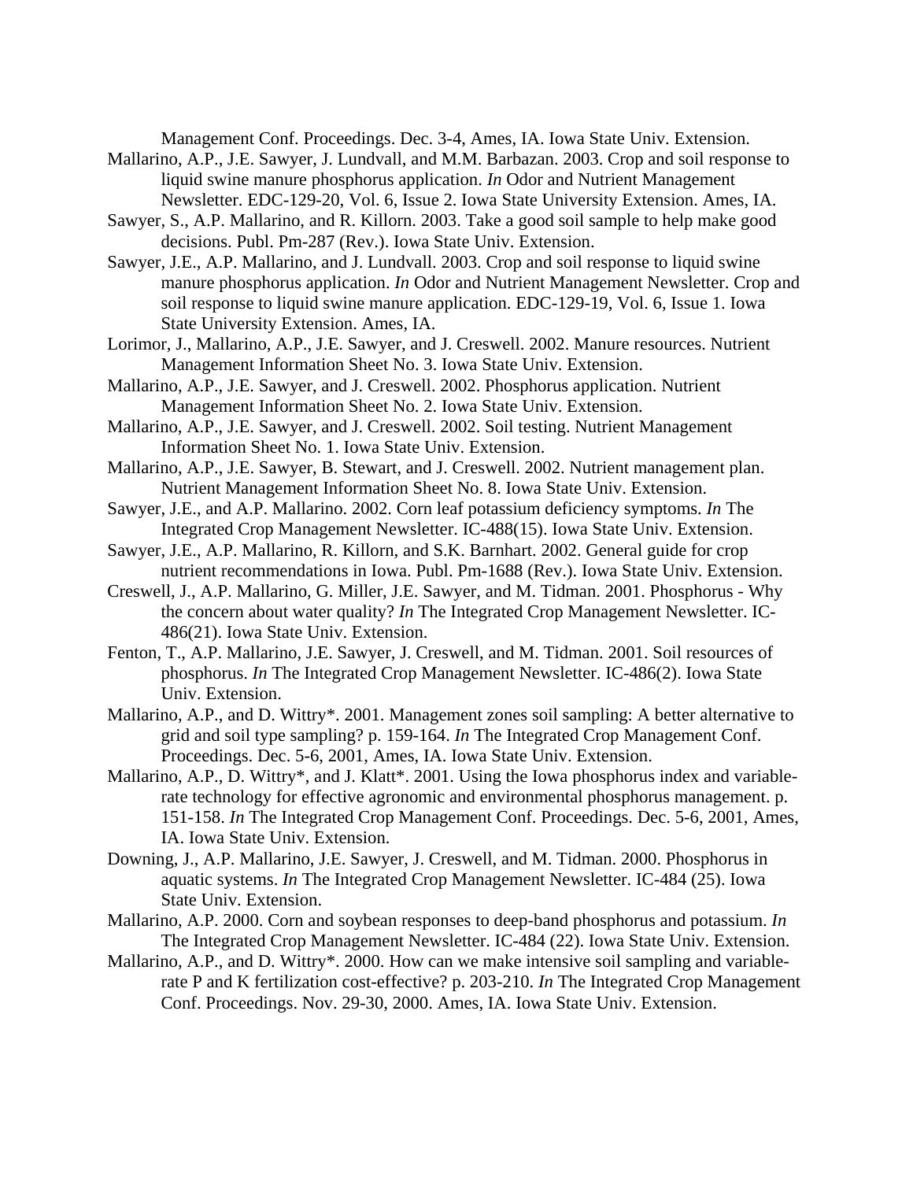Management Conf. Proceedings. Dec. 3-4, Ames, IA. Iowa State Univ. Extension.

Mallarino, A.P., J.E. Sawyer, J. Lundvall, and M.M. Barbazan. 2003. Crop and soil response to liquid swine manure phosphorus application. *In* Odor and Nutrient Management Newsletter. EDC-129-20, Vol. 6, Issue 2. Iowa State University Extension. Ames, IA.

Sawyer, S., A.P. Mallarino, and R. Killorn. 2003. Take a good soil sample to help make good decisions. Publ. Pm-287 (Rev.). Iowa State Univ. Extension.

Sawyer, J.E., A.P. Mallarino, and J. Lundvall. 2003. Crop and soil response to liquid swine manure phosphorus application. *In* Odor and Nutrient Management Newsletter. Crop and soil response to liquid swine manure application. EDC-129-19, Vol. 6, Issue 1. Iowa State University Extension. Ames, IA.

Lorimor, J., Mallarino, A.P., J.E. Sawyer, and J. Creswell. 2002. Manure resources. Nutrient Management Information Sheet No. 3. Iowa State Univ. Extension.

Mallarino, A.P., J.E. Sawyer, and J. Creswell. 2002. Phosphorus application. Nutrient Management Information Sheet No. 2. Iowa State Univ. Extension.

Mallarino, A.P., J.E. Sawyer, and J. Creswell. 2002. Soil testing. Nutrient Management Information Sheet No. 1. Iowa State Univ. Extension.

Mallarino, A.P., J.E. Sawyer, B. Stewart, and J. Creswell. 2002. Nutrient management plan. Nutrient Management Information Sheet No. 8. Iowa State Univ. Extension.

Sawyer, J.E., and A.P. Mallarino. 2002. Corn leaf potassium deficiency symptoms. *In* The Integrated Crop Management Newsletter. IC-488(15). Iowa State Univ. Extension.

Sawyer, J.E., A.P. Mallarino, R. Killorn, and S.K. Barnhart. 2002. General guide for crop nutrient recommendations in Iowa. Publ. Pm-1688 (Rev.). Iowa State Univ. Extension.

Creswell, J., A.P. Mallarino, G. Miller, J.E. Sawyer, and M. Tidman. 2001. Phosphorus - Why the concern about water quality? *In* The Integrated Crop Management Newsletter. IC-486(21). Iowa State Univ. Extension.

Fenton, T., A.P. Mallarino, J.E. Sawyer, J. Creswell, and M. Tidman. 2001. Soil resources of phosphorus. *In* The Integrated Crop Management Newsletter. IC-486(2). Iowa State Univ. Extension.

Mallarino, A.P., and D. Wittry*. 2001. Management zones soil sampling: A better alternative to grid and soil type sampling? p. 159-164. *In* The Integrated Crop Management Conf. Proceedings. Dec. 5-6, 2001, Ames, IA. Iowa State Univ. Extension.

Mallarino, A.P., D. Wittry*, and J. Klatt*. 2001. Using the Iowa phosphorus index and variable-rate technology for effective agronomic and environmental phosphorus management. p. 151-158. *In* The Integrated Crop Management Conf. Proceedings. Dec. 5-6, 2001, Ames, IA. Iowa State Univ. Extension.

Downing, J., A.P. Mallarino, J.E. Sawyer, J. Creswell, and M. Tidman. 2000. Phosphorus in aquatic systems. *In* The Integrated Crop Management Newsletter. IC-484 (25). Iowa State Univ. Extension.

Mallarino, A.P. 2000. Corn and soybean responses to deep-band phosphorus and potassium. *In* The Integrated Crop Management Newsletter. IC-484 (22). Iowa State Univ. Extension.

Mallarino, A.P., and D. Wittry*. 2000. How can we make intensive soil sampling and variable-rate P and K fertilization cost-effective? p. 203-210. *In* The Integrated Crop Management Conf. Proceedings. Nov. 29-30, 2000. Ames, IA. Iowa State Univ. Extension.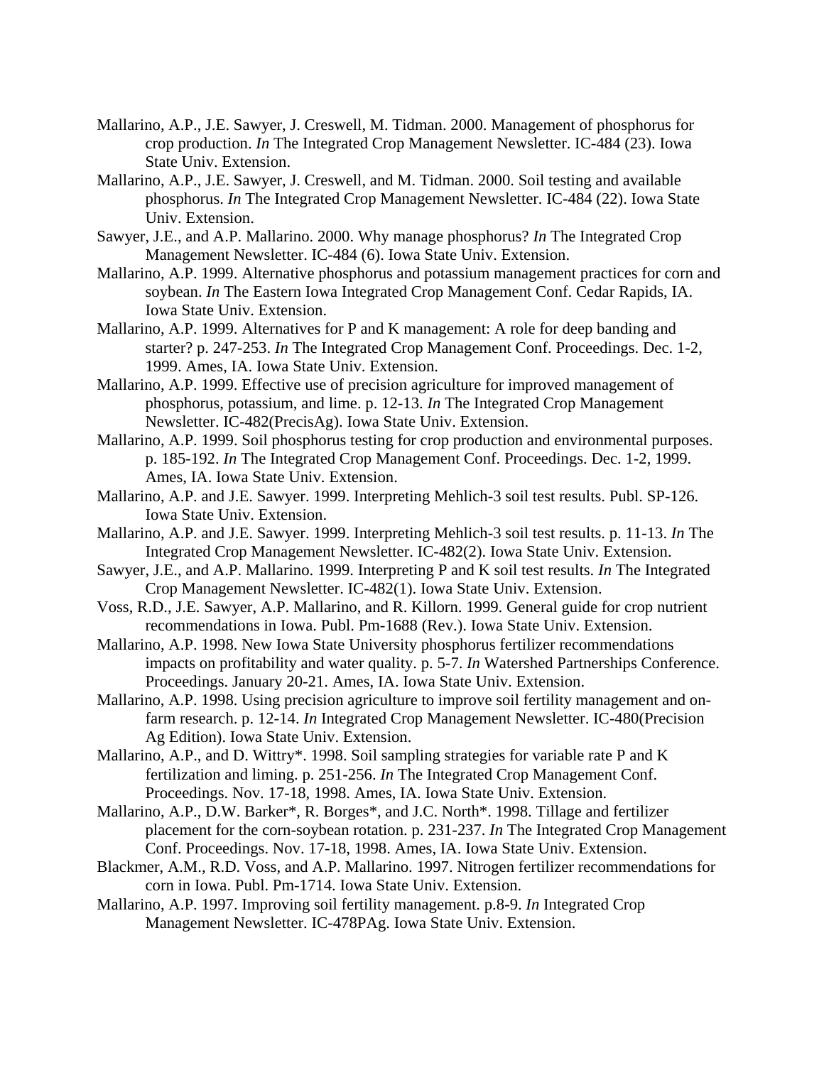Mallarino, A.P., J.E. Sawyer, J. Creswell, M. Tidman. 2000. Management of phosphorus for crop production. *In* The Integrated Crop Management Newsletter. IC-484 (23). Iowa State Univ. Extension.

Mallarino, A.P., J.E. Sawyer, J. Creswell, and M. Tidman. 2000. Soil testing and available phosphorus. *In* The Integrated Crop Management Newsletter. IC-484 (22). Iowa State Univ. Extension.

Sawyer, J.E., and A.P. Mallarino. 2000. Why manage phosphorus? *In* The Integrated Crop Management Newsletter. IC-484 (6). Iowa State Univ. Extension.

Mallarino, A.P. 1999. Alternative phosphorus and potassium management practices for corn and soybean. *In* The Eastern Iowa Integrated Crop Management Conf. Cedar Rapids, IA. Iowa State Univ. Extension.

Mallarino, A.P. 1999. Alternatives for P and K management: A role for deep banding and starter? p. 247-253. *In* The Integrated Crop Management Conf. Proceedings. Dec. 1-2, 1999. Ames, IA. Iowa State Univ. Extension.

Mallarino, A.P. 1999. Effective use of precision agriculture for improved management of phosphorus, potassium, and lime. p. 12-13. *In* The Integrated Crop Management Newsletter. IC-482(PrecisAg). Iowa State Univ. Extension.

Mallarino, A.P. 1999. Soil phosphorus testing for crop production and environmental purposes. p. 185-192. *In* The Integrated Crop Management Conf. Proceedings. Dec. 1-2, 1999. Ames, IA. Iowa State Univ. Extension.

Mallarino, A.P. and J.E. Sawyer. 1999. Interpreting Mehlich-3 soil test results. Publ. SP-126. Iowa State Univ. Extension.

Mallarino, A.P. and J.E. Sawyer. 1999. Interpreting Mehlich-3 soil test results. p. 11-13. *In* The Integrated Crop Management Newsletter. IC-482(2). Iowa State Univ. Extension.

Sawyer, J.E., and A.P. Mallarino. 1999. Interpreting P and K soil test results. *In* The Integrated Crop Management Newsletter. IC-482(1). Iowa State Univ. Extension.

Voss, R.D., J.E. Sawyer, A.P. Mallarino, and R. Killorn. 1999. General guide for crop nutrient recommendations in Iowa. Publ. Pm-1688 (Rev.). Iowa State Univ. Extension.

Mallarino, A.P. 1998. New Iowa State University phosphorus fertilizer recommendations impacts on profitability and water quality. p. 5-7. *In* Watershed Partnerships Conference. Proceedings. January 20-21. Ames, IA. Iowa State Univ. Extension.

Mallarino, A.P. 1998. Using precision agriculture to improve soil fertility management and on-farm research. p. 12-14. *In* Integrated Crop Management Newsletter. IC-480(Precision Ag Edition). Iowa State Univ. Extension.

Mallarino, A.P., and D. Wittry*. 1998. Soil sampling strategies for variable rate P and K fertilization and liming. p. 251-256. *In* The Integrated Crop Management Conf. Proceedings. Nov. 17-18, 1998. Ames, IA. Iowa State Univ. Extension.

Mallarino, A.P., D.W. Barker*, R. Borges*, and J.C. North*. 1998. Tillage and fertilizer placement for the corn-soybean rotation. p. 231-237. *In* The Integrated Crop Management Conf. Proceedings. Nov. 17-18, 1998. Ames, IA. Iowa State Univ. Extension.

Blackmer, A.M., R.D. Voss, and A.P. Mallarino. 1997. Nitrogen fertilizer recommendations for corn in Iowa. Publ. Pm-1714. Iowa State Univ. Extension.

Mallarino, A.P. 1997. Improving soil fertility management. p.8-9. *In* Integrated Crop Management Newsletter. IC-478PAg. Iowa State Univ. Extension.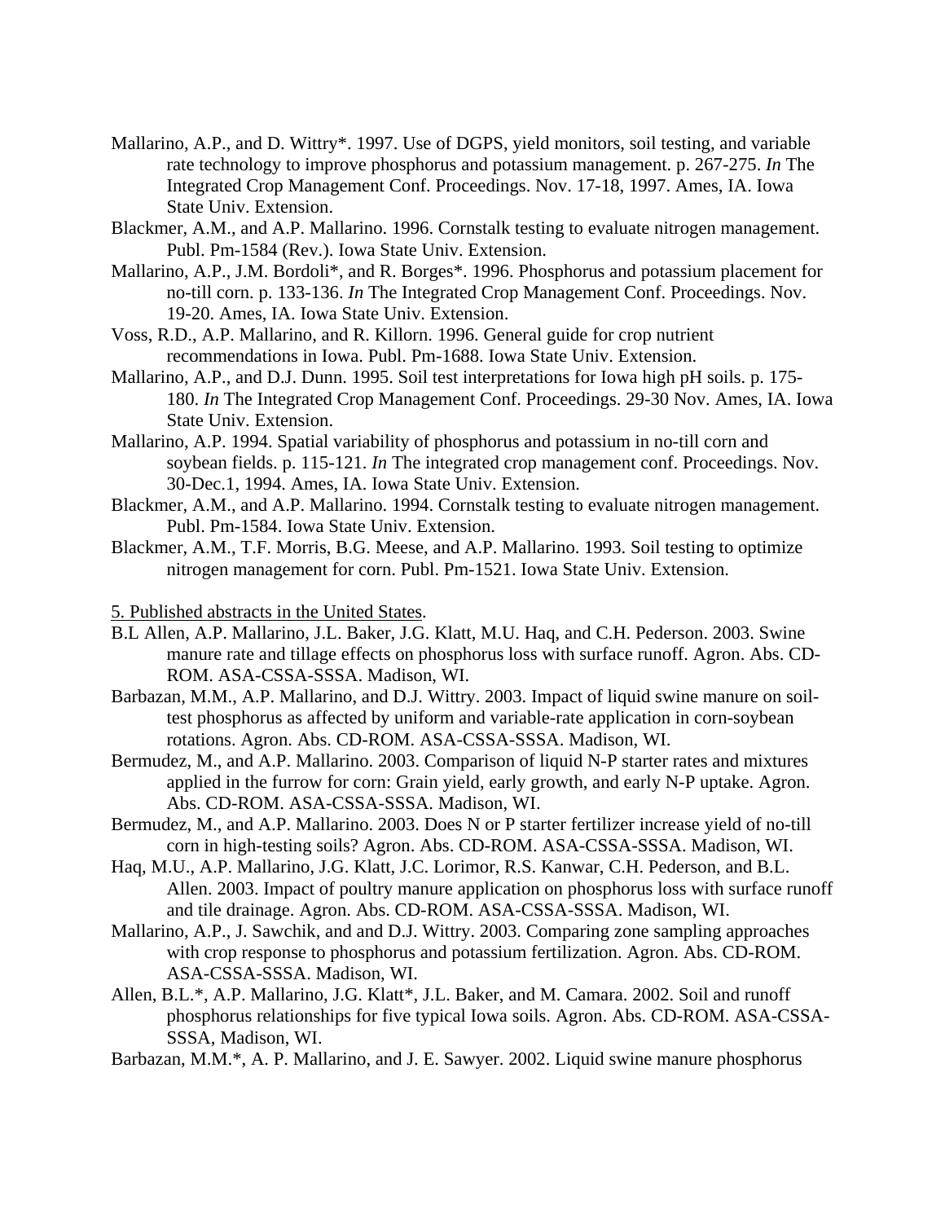Mallarino, A.P., and D. Wittry*. 1997. Use of DGPS, yield monitors, soil testing, and variable rate technology to improve phosphorus and potassium management. p. 267-275. *In* The Integrated Crop Management Conf. Proceedings. Nov. 17-18, 1997. Ames, IA. Iowa State Univ. Extension.

Blackmer, A.M., and A.P. Mallarino. 1996. Cornstalk testing to evaluate nitrogen management. Publ. Pm-1584 (Rev.). Iowa State Univ. Extension.

Mallarino, A.P., J.M. Bordoli*, and R. Borges*. 1996. Phosphorus and potassium placement for no-till corn. p. 133-136. *In* The Integrated Crop Management Conf. Proceedings. Nov. 19-20. Ames, IA. Iowa State Univ. Extension.

Voss, R.D., A.P. Mallarino, and R. Killorn. 1996. General guide for crop nutrient recommendations in Iowa. Publ. Pm-1688. Iowa State Univ. Extension.

Mallarino, A.P., and D.J. Dunn. 1995. Soil test interpretations for Iowa high pH soils. p. 175-180. *In* The Integrated Crop Management Conf. Proceedings. 29-30 Nov. Ames, IA. Iowa State Univ. Extension.

Mallarino, A.P. 1994. Spatial variability of phosphorus and potassium in no-till corn and soybean fields. p. 115-121. *In* The integrated crop management conf. Proceedings. Nov. 30-Dec.1, 1994. Ames, IA. Iowa State Univ. Extension.

Blackmer, A.M., and A.P. Mallarino. 1994. Cornstalk testing to evaluate nitrogen management. Publ. Pm-1584. Iowa State Univ. Extension.

Blackmer, A.M., T.F. Morris, B.G. Meese, and A.P. Mallarino. 1993. Soil testing to optimize nitrogen management for corn. Publ. Pm-1521. Iowa State Univ. Extension.

5. Published abstracts in the United States.

B.L Allen, A.P. Mallarino, J.L. Baker, J.G. Klatt, M.U. Haq, and C.H. Pederson. 2003. Swine manure rate and tillage effects on phosphorus loss with surface runoff. Agron. Abs. CD-ROM. ASA-CSSA-SSSA. Madison, WI.

Barbazan, M.M., A.P. Mallarino, and D.J. Wittry. 2003. Impact of liquid swine manure on soil-test phosphorus as affected by uniform and variable-rate application in corn-soybean rotations. Agron. Abs. CD-ROM. ASA-CSSA-SSSA. Madison, WI.

Bermudez, M., and A.P. Mallarino. 2003. Comparison of liquid N-P starter rates and mixtures applied in the furrow for corn: Grain yield, early growth, and early N-P uptake. Agron. Abs. CD-ROM. ASA-CSSA-SSSA. Madison, WI.

Bermudez, M., and A.P. Mallarino. 2003. Does N or P starter fertilizer increase yield of no-till corn in high-testing soils? Agron. Abs. CD-ROM. ASA-CSSA-SSSA. Madison, WI.

Haq, M.U., A.P. Mallarino, J.G. Klatt, J.C. Lorimor, R.S. Kanwar, C.H. Pederson, and B.L. Allen. 2003. Impact of poultry manure application on phosphorus loss with surface runoff and tile drainage. Agron. Abs. CD-ROM. ASA-CSSA-SSSA. Madison, WI.

Mallarino, A.P., J. Sawchik, and and D.J. Wittry. 2003. Comparing zone sampling approaches with crop response to phosphorus and potassium fertilization. Agron. Abs. CD-ROM. ASA-CSSA-SSSA. Madison, WI.

Allen, B.L.*, A.P. Mallarino, J.G. Klatt*, J.L. Baker, and M. Camara. 2002. Soil and runoff phosphorus relationships for five typical Iowa soils. Agron. Abs. CD-ROM. ASA-CSSA-SSSA, Madison, WI.

Barbazan, M.M.*, A. P. Mallarino, and J. E. Sawyer. 2002. Liquid swine manure phosphorus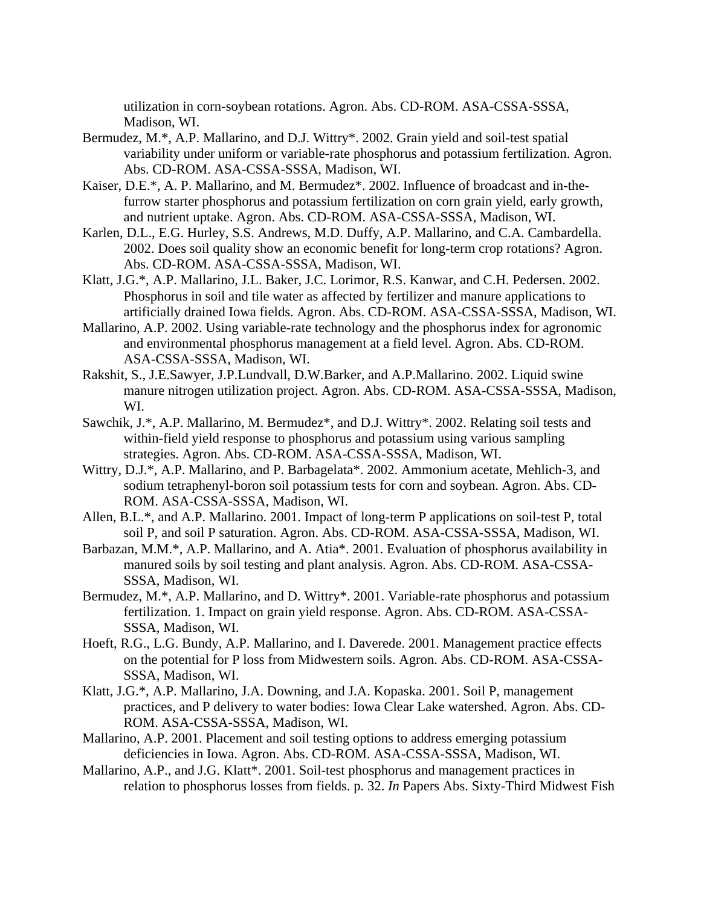utilization in corn-soybean rotations. Agron. Abs. CD-ROM. ASA-CSSA-SSSA, Madison, WI.

Bermudez, M.*, A.P. Mallarino, and D.J. Wittry*. 2002. Grain yield and soil-test spatial variability under uniform or variable-rate phosphorus and potassium fertilization. Agron. Abs. CD-ROM. ASA-CSSA-SSSA, Madison, WI.

Kaiser, D.E.*, A. P. Mallarino, and M. Bermudez*. 2002. Influence of broadcast and in-the-furrow starter phosphorus and potassium fertilization on corn grain yield, early growth, and nutrient uptake. Agron. Abs. CD-ROM. ASA-CSSA-SSSA, Madison, WI.

Karlen, D.L., E.G. Hurley, S.S. Andrews, M.D. Duffy, A.P. Mallarino, and C.A. Cambardella. 2002. Does soil quality show an economic benefit for long-term crop rotations? Agron. Abs. CD-ROM. ASA-CSSA-SSSA, Madison, WI.

Klatt, J.G.*, A.P. Mallarino, J.L. Baker, J.C. Lorimor, R.S. Kanwar, and C.H. Pedersen. 2002. Phosphorus in soil and tile water as affected by fertilizer and manure applications to artificially drained Iowa fields. Agron. Abs. CD-ROM. ASA-CSSA-SSSA, Madison, WI.

Mallarino, A.P. 2002. Using variable-rate technology and the phosphorus index for agronomic and environmental phosphorus management at a field level. Agron. Abs. CD-ROM. ASA-CSSA-SSSA, Madison, WI.

Rakshit, S., J.E.Sawyer, J.P.Lundvall, D.W.Barker, and A.P.Mallarino. 2002. Liquid swine manure nitrogen utilization project. Agron. Abs. CD-ROM. ASA-CSSA-SSSA, Madison, WI.

Sawchik, J.*, A.P. Mallarino, M. Bermudez*, and D.J. Wittry*. 2002. Relating soil tests and within-field yield response to phosphorus and potassium using various sampling strategies. Agron. Abs. CD-ROM. ASA-CSSA-SSSA, Madison, WI.

Wittry, D.J.*, A.P. Mallarino, and P. Barbagelata*. 2002. Ammonium acetate, Mehlich-3, and sodium tetraphenyl-boron soil potassium tests for corn and soybean. Agron. Abs. CD-ROM. ASA-CSSA-SSSA, Madison, WI.

Allen, B.L.*, and A.P. Mallarino. 2001. Impact of long-term P applications on soil-test P, total soil P, and soil P saturation. Agron. Abs. CD-ROM. ASA-CSSA-SSSA, Madison, WI.

Barbazan, M.M.*, A.P. Mallarino, and A. Atia*. 2001. Evaluation of phosphorus availability in manured soils by soil testing and plant analysis. Agron. Abs. CD-ROM. ASA-CSSA-SSSA, Madison, WI.

Bermudez, M.*, A.P. Mallarino, and D. Wittry*. 2001. Variable-rate phosphorus and potassium fertilization. 1. Impact on grain yield response. Agron. Abs. CD-ROM. ASA-CSSA-SSSA, Madison, WI.

Hoeft, R.G., L.G. Bundy, A.P. Mallarino, and I. Daverede. 2001. Management practice effects on the potential for P loss from Midwestern soils. Agron. Abs. CD-ROM. ASA-CSSA-SSSA, Madison, WI.

Klatt, J.G.*, A.P. Mallarino, J.A. Downing, and J.A. Kopaska. 2001. Soil P, management practices, and P delivery to water bodies: Iowa Clear Lake watershed. Agron. Abs. CD-ROM. ASA-CSSA-SSSA, Madison, WI.

Mallarino, A.P. 2001. Placement and soil testing options to address emerging potassium deficiencies in Iowa. Agron. Abs. CD-ROM. ASA-CSSA-SSSA, Madison, WI.

Mallarino, A.P., and J.G. Klatt*. 2001. Soil-test phosphorus and management practices in relation to phosphorus losses from fields. p. 32. *In* Papers Abs. Sixty-Third Midwest Fish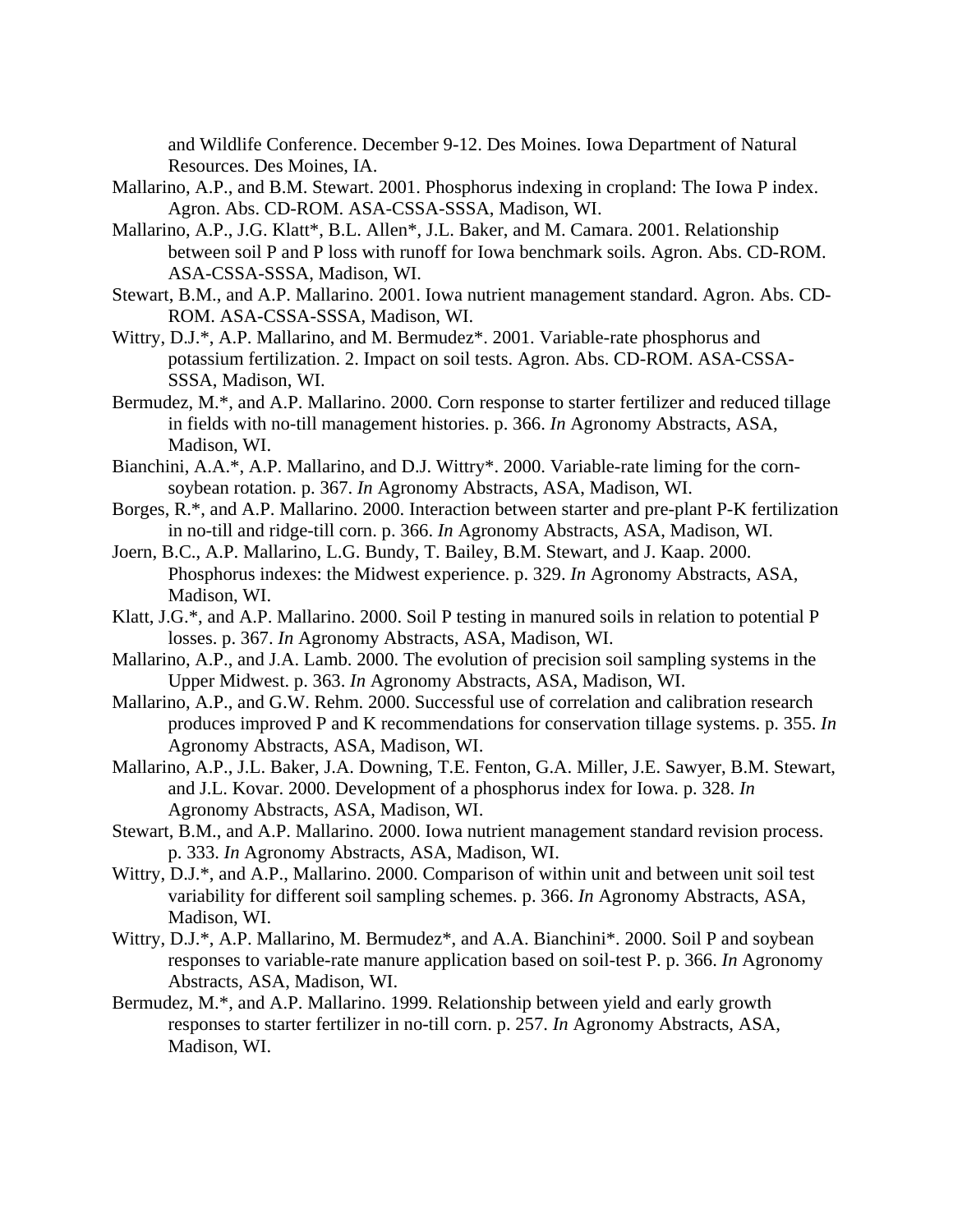and Wildlife Conference. December 9-12. Des Moines. Iowa Department of Natural Resources. Des Moines, IA.

Mallarino, A.P., and B.M. Stewart. 2001. Phosphorus indexing in cropland: The Iowa P index. Agron. Abs. CD-ROM. ASA-CSSA-SSSA, Madison, WI.

Mallarino, A.P., J.G. Klatt*, B.L. Allen*, J.L. Baker, and M. Camara. 2001. Relationship between soil P and P loss with runoff for Iowa benchmark soils. Agron. Abs. CD-ROM. ASA-CSSA-SSSA, Madison, WI.

Stewart, B.M., and A.P. Mallarino. 2001. Iowa nutrient management standard. Agron. Abs. CD-ROM. ASA-CSSA-SSSA, Madison, WI.

Wittry, D.J.*, A.P. Mallarino, and M. Bermudez*. 2001. Variable-rate phosphorus and potassium fertilization. 2. Impact on soil tests. Agron. Abs. CD-ROM. ASA-CSSA-SSSA, Madison, WI.

Bermudez, M.*, and A.P. Mallarino. 2000. Corn response to starter fertilizer and reduced tillage in fields with no-till management histories. p. 366. *In* Agronomy Abstracts, ASA, Madison, WI.

Bianchini, A.A.*, A.P. Mallarino, and D.J. Wittry*. 2000. Variable-rate liming for the corn-soybean rotation. p. 367. *In* Agronomy Abstracts, ASA, Madison, WI.

Borges, R.*, and A.P. Mallarino. 2000. Interaction between starter and pre-plant P-K fertilization in no-till and ridge-till corn. p. 366. *In* Agronomy Abstracts, ASA, Madison, WI.

Joern, B.C., A.P. Mallarino, L.G. Bundy, T. Bailey, B.M. Stewart, and J. Kaap. 2000. Phosphorus indexes: the Midwest experience. p. 329. *In* Agronomy Abstracts, ASA, Madison, WI.

Klatt, J.G.*, and A.P. Mallarino. 2000. Soil P testing in manured soils in relation to potential P losses. p. 367. *In* Agronomy Abstracts, ASA, Madison, WI.

Mallarino, A.P., and J.A. Lamb. 2000. The evolution of precision soil sampling systems in the Upper Midwest. p. 363. *In* Agronomy Abstracts, ASA, Madison, WI.

Mallarino, A.P., and G.W. Rehm. 2000. Successful use of correlation and calibration research produces improved P and K recommendations for conservation tillage systems. p. 355. *In* Agronomy Abstracts, ASA, Madison, WI.

Mallarino, A.P., J.L. Baker, J.A. Downing, T.E. Fenton, G.A. Miller, J.E. Sawyer, B.M. Stewart, and J.L. Kovar. 2000. Development of a phosphorus index for Iowa. p. 328. *In* Agronomy Abstracts, ASA, Madison, WI.

Stewart, B.M., and A.P. Mallarino. 2000. Iowa nutrient management standard revision process. p. 333. *In* Agronomy Abstracts, ASA, Madison, WI.

Wittry, D.J.*, and A.P., Mallarino. 2000. Comparison of within unit and between unit soil test variability for different soil sampling schemes. p. 366. *In* Agronomy Abstracts, ASA, Madison, WI.

Wittry, D.J.*, A.P. Mallarino, M. Bermudez*, and A.A. Bianchini*. 2000. Soil P and soybean responses to variable-rate manure application based on soil-test P. p. 366. *In* Agronomy Abstracts, ASA, Madison, WI.

Bermudez, M.*, and A.P. Mallarino. 1999. Relationship between yield and early growth responses to starter fertilizer in no-till corn. p. 257. *In* Agronomy Abstracts, ASA, Madison, WI.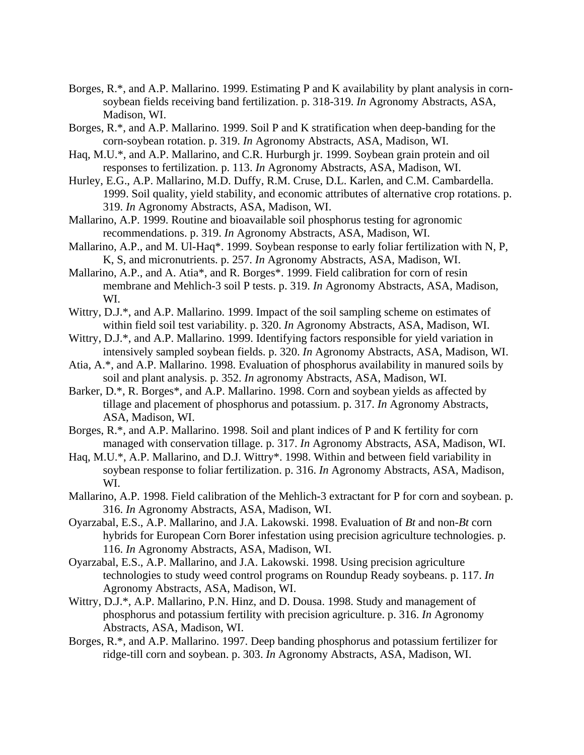Borges, R.*, and A.P. Mallarino. 1999. Estimating P and K availability by plant analysis in corn-soybean fields receiving band fertilization. p. 318-319. *In* Agronomy Abstracts, ASA, Madison, WI.

Borges, R.*, and A.P. Mallarino. 1999. Soil P and K stratification when deep-banding for the corn-soybean rotation. p. 319. *In* Agronomy Abstracts, ASA, Madison, WI.

Haq, M.U.*, and A.P. Mallarino, and C.R. Hurburgh jr. 1999. Soybean grain protein and oil responses to fertilization. p. 113. *In* Agronomy Abstracts, ASA, Madison, WI.

Hurley, E.G., A.P. Mallarino, M.D. Duffy, R.M. Cruse, D.L. Karlen, and C.M. Cambardella. 1999. Soil quality, yield stability, and economic attributes of alternative crop rotations. p. 319. *In* Agronomy Abstracts, ASA, Madison, WI.

Mallarino, A.P. 1999. Routine and bioavailable soil phosphorus testing for agronomic recommendations. p. 319. *In* Agronomy Abstracts, ASA, Madison, WI.

Mallarino, A.P., and M. Ul-Haq*. 1999. Soybean response to early foliar fertilization with N, P, K, S, and micronutrients. p. 257. *In* Agronomy Abstracts, ASA, Madison, WI.

Mallarino, A.P., and A. Atia*, and R. Borges*. 1999. Field calibration for corn of resin membrane and Mehlich-3 soil P tests. p. 319. *In* Agronomy Abstracts, ASA, Madison, WI.

Wittry, D.J.*, and A.P. Mallarino. 1999. Impact of the soil sampling scheme on estimates of within field soil test variability. p. 320. *In* Agronomy Abstracts, ASA, Madison, WI.

Wittry, D.J.*, and A.P. Mallarino. 1999. Identifying factors responsible for yield variation in intensively sampled soybean fields. p. 320. *In* Agronomy Abstracts, ASA, Madison, WI.

Atia, A.*, and A.P. Mallarino. 1998. Evaluation of phosphorus availability in manured soils by soil and plant analysis. p. 352. *In* agronomy Abstracts, ASA, Madison, WI.

Barker, D.*, R. Borges*, and A.P. Mallarino. 1998. Corn and soybean yields as affected by tillage and placement of phosphorus and potassium. p. 317. *In* Agronomy Abstracts, ASA, Madison, WI.

Borges, R.*, and A.P. Mallarino. 1998. Soil and plant indices of P and K fertility for corn managed with conservation tillage. p. 317. *In* Agronomy Abstracts, ASA, Madison, WI.

Haq, M.U.*, A.P. Mallarino, and D.J. Wittry*. 1998. Within and between field variability in soybean response to foliar fertilization. p. 316. *In* Agronomy Abstracts, ASA, Madison, WI.

Mallarino, A.P. 1998. Field calibration of the Mehlich-3 extractant for P for corn and soybean. p. 316. *In* Agronomy Abstracts, ASA, Madison, WI.

Oyarzabal, E.S., A.P. Mallarino, and J.A. Lakowski. 1998. Evaluation of *Bt* and non-*Bt* corn hybrids for European Corn Borer infestation using precision agriculture technologies. p. 116. *In* Agronomy Abstracts, ASA, Madison, WI.

Oyarzabal, E.S., A.P. Mallarino, and J.A. Lakowski. 1998. Using precision agriculture technologies to study weed control programs on Roundup Ready soybeans. p. 117. *In* Agronomy Abstracts, ASA, Madison, WI.

Wittry, D.J.*, A.P. Mallarino, P.N. Hinz, and D. Dousa. 1998. Study and management of phosphorus and potassium fertility with precision agriculture. p. 316. *In* Agronomy Abstracts, ASA, Madison, WI.

Borges, R.*, and A.P. Mallarino. 1997. Deep banding phosphorus and potassium fertilizer for ridge-till corn and soybean. p. 303. *In* Agronomy Abstracts, ASA, Madison, WI.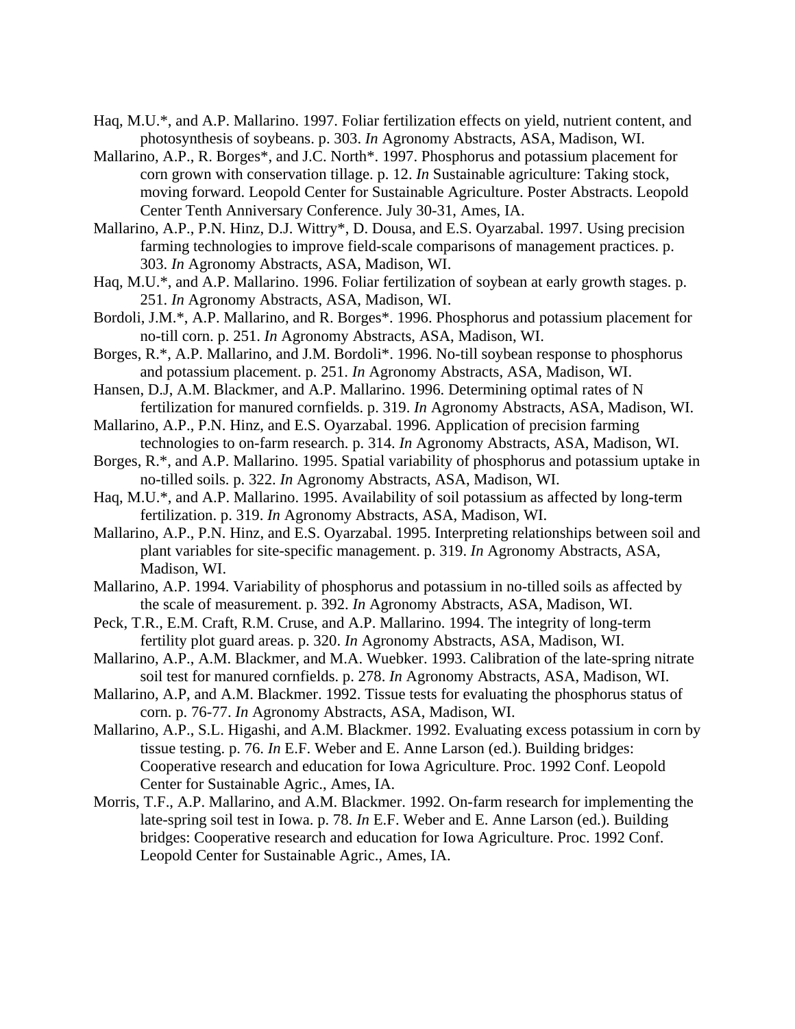Haq, M.U.*, and A.P. Mallarino. 1997. Foliar fertilization effects on yield, nutrient content, and photosynthesis of soybeans. p. 303. *In* Agronomy Abstracts, ASA, Madison, WI.

Mallarino, A.P., R. Borges*, and J.C. North*. 1997. Phosphorus and potassium placement for corn grown with conservation tillage. p. 12. *In* Sustainable agriculture: Taking stock, moving forward. Leopold Center for Sustainable Agriculture. Poster Abstracts. Leopold Center Tenth Anniversary Conference. July 30-31, Ames, IA.

Mallarino, A.P., P.N. Hinz, D.J. Wittry*, D. Dousa, and E.S. Oyarzabal. 1997. Using precision farming technologies to improve field-scale comparisons of management practices. p. 303. *In* Agronomy Abstracts, ASA, Madison, WI.

Haq, M.U.*, and A.P. Mallarino. 1996. Foliar fertilization of soybean at early growth stages. p. 251. *In* Agronomy Abstracts, ASA, Madison, WI.

Bordoli, J.M.*, A.P. Mallarino, and R. Borges*. 1996. Phosphorus and potassium placement for no-till corn. p. 251. *In* Agronomy Abstracts, ASA, Madison, WI.

Borges, R.*, A.P. Mallarino, and J.M. Bordoli*. 1996. No-till soybean response to phosphorus and potassium placement. p. 251. *In* Agronomy Abstracts, ASA, Madison, WI.

Hansen, D.J, A.M. Blackmer, and A.P. Mallarino. 1996. Determining optimal rates of N fertilization for manured cornfields. p. 319. *In* Agronomy Abstracts, ASA, Madison, WI.

Mallarino, A.P., P.N. Hinz, and E.S. Oyarzabal. 1996. Application of precision farming technologies to on-farm research. p. 314. *In* Agronomy Abstracts, ASA, Madison, WI.

Borges, R.*, and A.P. Mallarino. 1995. Spatial variability of phosphorus and potassium uptake in no-tilled soils. p. 322. *In* Agronomy Abstracts, ASA, Madison, WI.

Haq, M.U.*, and A.P. Mallarino. 1995. Availability of soil potassium as affected by long-term fertilization. p. 319. *In* Agronomy Abstracts, ASA, Madison, WI.

Mallarino, A.P., P.N. Hinz, and E.S. Oyarzabal. 1995. Interpreting relationships between soil and plant variables for site-specific management. p. 319. *In* Agronomy Abstracts, ASA, Madison, WI.

Mallarino, A.P. 1994. Variability of phosphorus and potassium in no-tilled soils as affected by the scale of measurement. p. 392. *In* Agronomy Abstracts, ASA, Madison, WI.

Peck, T.R., E.M. Craft, R.M. Cruse, and A.P. Mallarino. 1994. The integrity of long-term fertility plot guard areas. p. 320. *In* Agronomy Abstracts, ASA, Madison, WI.

Mallarino, A.P., A.M. Blackmer, and M.A. Wuebker. 1993. Calibration of the late-spring nitrate soil test for manured cornfields. p. 278. *In* Agronomy Abstracts, ASA, Madison, WI.

Mallarino, A.P, and A.M. Blackmer. 1992. Tissue tests for evaluating the phosphorus status of corn. p. 76-77. *In* Agronomy Abstracts, ASA, Madison, WI.

Mallarino, A.P., S.L. Higashi, and A.M. Blackmer. 1992. Evaluating excess potassium in corn by tissue testing. p. 76. *In* E.F. Weber and E. Anne Larson (ed.). Building bridges: Cooperative research and education for Iowa Agriculture. Proc. 1992 Conf. Leopold Center for Sustainable Agric., Ames, IA.

Morris, T.F., A.P. Mallarino, and A.M. Blackmer. 1992. On-farm research for implementing the late-spring soil test in Iowa. p. 78. *In* E.F. Weber and E. Anne Larson (ed.). Building bridges: Cooperative research and education for Iowa Agriculture. Proc. 1992 Conf. Leopold Center for Sustainable Agric., Ames, IA.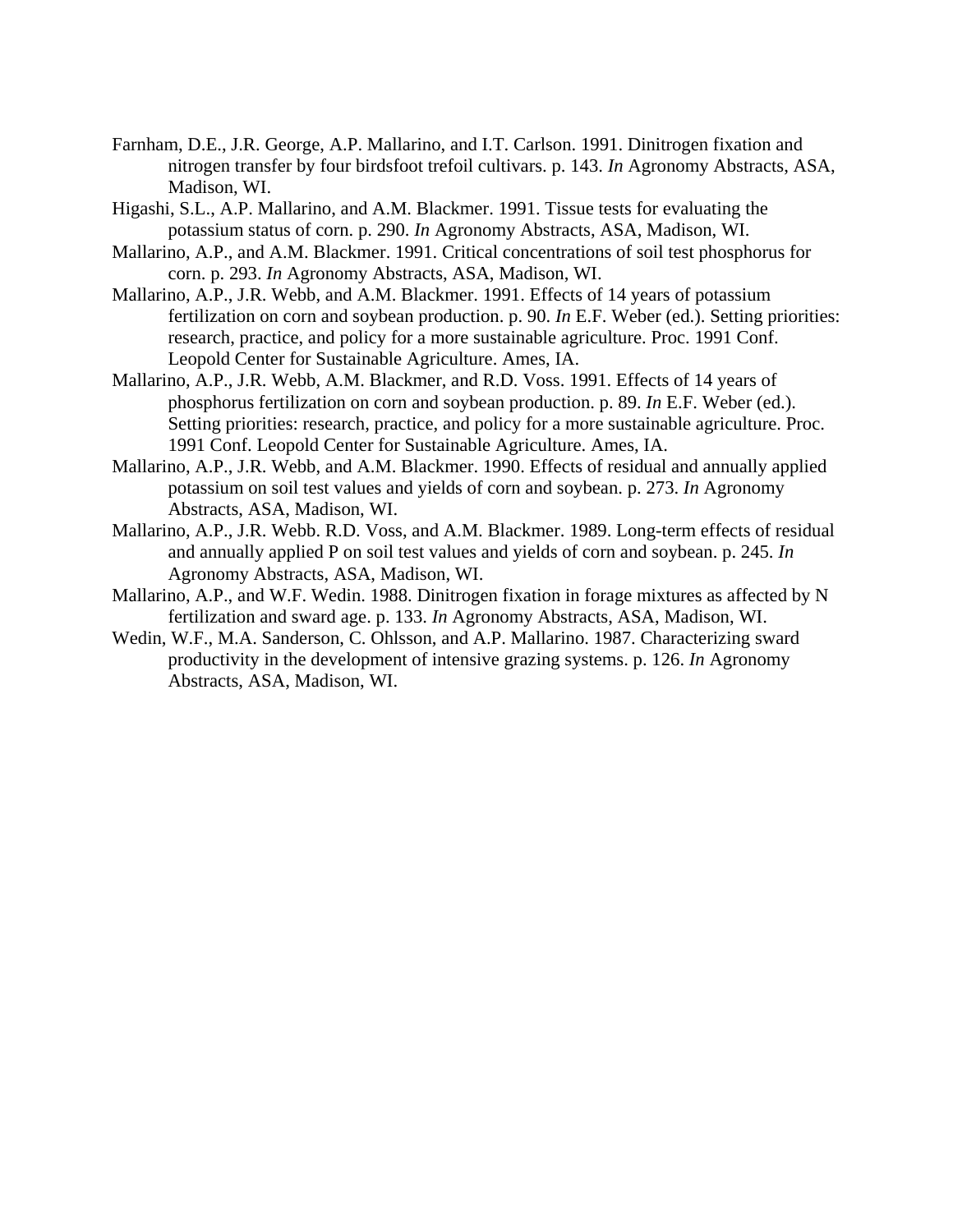Farnham, D.E., J.R. George, A.P. Mallarino, and I.T. Carlson. 1991. Dinitrogen fixation and nitrogen transfer by four birdsfoot trefoil cultivars. p. 143. *In* Agronomy Abstracts, ASA, Madison, WI.

Higashi, S.L., A.P. Mallarino, and A.M. Blackmer. 1991. Tissue tests for evaluating the potassium status of corn. p. 290. *In* Agronomy Abstracts, ASA, Madison, WI.

Mallarino, A.P., and A.M. Blackmer. 1991. Critical concentrations of soil test phosphorus for corn. p. 293. *In* Agronomy Abstracts, ASA, Madison, WI.

Mallarino, A.P., J.R. Webb, and A.M. Blackmer. 1991. Effects of 14 years of potassium fertilization on corn and soybean production. p. 90. *In* E.F. Weber (ed.). Setting priorities: research, practice, and policy for a more sustainable agriculture. Proc. 1991 Conf. Leopold Center for Sustainable Agriculture. Ames, IA.

Mallarino, A.P., J.R. Webb, A.M. Blackmer, and R.D. Voss. 1991. Effects of 14 years of phosphorus fertilization on corn and soybean production. p. 89. *In* E.F. Weber (ed.). Setting priorities: research, practice, and policy for a more sustainable agriculture. Proc. 1991 Conf. Leopold Center for Sustainable Agriculture. Ames, IA.

Mallarino, A.P., J.R. Webb, and A.M. Blackmer. 1990. Effects of residual and annually applied potassium on soil test values and yields of corn and soybean. p. 273. *In* Agronomy Abstracts, ASA, Madison, WI.

Mallarino, A.P., J.R. Webb. R.D. Voss, and A.M. Blackmer. 1989. Long-term effects of residual and annually applied P on soil test values and yields of corn and soybean. p. 245. *In* Agronomy Abstracts, ASA, Madison, WI.

Mallarino, A.P., and W.F. Wedin. 1988. Dinitrogen fixation in forage mixtures as affected by N fertilization and sward age. p. 133. *In* Agronomy Abstracts, ASA, Madison, WI.

Wedin, W.F., M.A. Sanderson, C. Ohlsson, and A.P. Mallarino. 1987. Characterizing sward productivity in the development of intensive grazing systems. p. 126. *In* Agronomy Abstracts, ASA, Madison, WI.